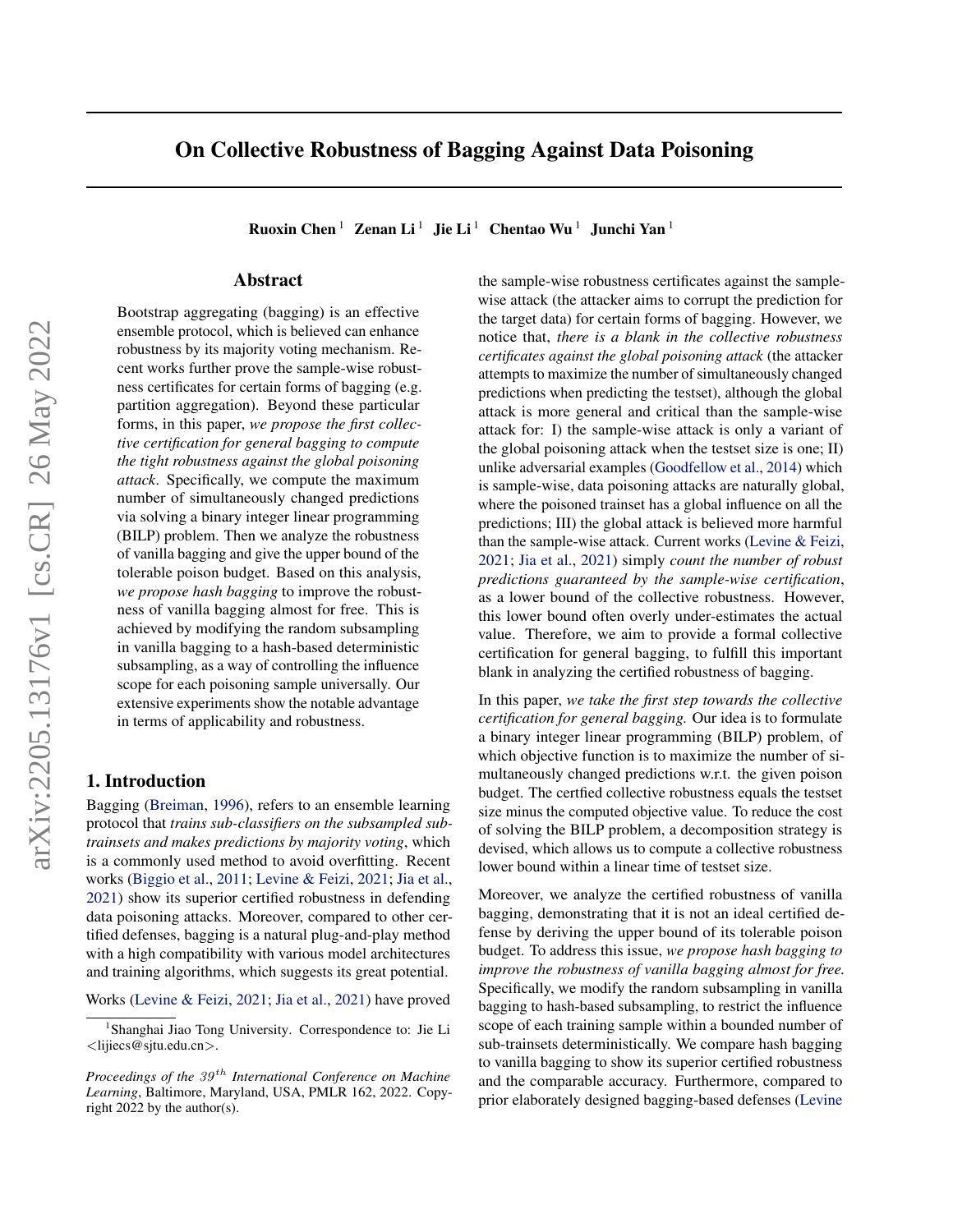# On Collective Robustness of Bagging Against Data Poisoning

**Ruoxin Chen** [1] **Zenan Li** [1] **Jie Li** [1] **Chentao Wu** [1] **Junchi Yan** [1]

## Abstract

Bootstrap aggregating (bagging) is an effective ensemble protocol, which is believed can enhance robustness by its majority voting mechanism. Recent works further prove the sample-wise robustness certificates for certain forms of bagging (e.g. partition aggregation). Beyond these particular forms, in this paper, *we propose the first collective certification for general bagging to compute the tight robustness against the global poisoning attack*. Specifically, we compute the maximum number of simultaneously changed predictions via solving a binary integer linear programming (BILP) problem. Then we analyze the robustness of vanilla bagging and give the upper bound of the tolerable poison budget. Based on this analysis, *we propose hash bagging* to improve the robustness of vanilla bagging almost for free. This is achieved by modifying the random subsampling in vanilla bagging to a hash-based deterministic subsampling, as a way of controlling the influence scope for each poisoning sample universally. Our extensive experiments show the notable advantage in terms of applicability and robustness.

## 1. Introduction

Bagging (Breiman, 1996), refers to an ensemble learning protocol that *trains sub-classifiers on the subsampled sub-trainsets and makes predictions by majority voting*, which is a commonly used method to avoid overfitting. Recent works (Biggio et al., 2011; Levine & Feizi, 2021; Jia et al., 2021) show its superior certified robustness in defending data poisoning attacks. Moreover, compared to other certified defenses, bagging is a natural plug-and-play method with a high compatibility with various model architectures and training algorithms, which suggests its great potential.

Works (Levine & Feizi, 2021; Jia et al., 2021) have proved the sample-wise robustness certificates against the sample-wise attack (the attacker aims to corrupt the prediction for the target data) for certain forms of bagging. However, we notice that, *there is a blank in the collective robustness certificates against the global poisoning attack* (the attacker attempts to maximize the number of simultaneously changed predictions when predicting the testset), although the global attack is more general and critical than the sample-wise attack for: I) the sample-wise attack is only a variant of the global poisoning attack when the testset size is one; II) unlike adversarial examples (Goodfellow et al., 2014) which is sample-wise, data poisoning attacks are naturally global, where the poisoned trainset has a global influence on all the predictions; III) the global attack is believed more harmful than the sample-wise attack. Current works (Levine & Feizi, 2021; Jia et al., 2021) simply *count the number of robust predictions guaranteed by the sample-wise certification*, as a lower bound of the collective robustness. However, this lower bound often overly under-estimates the actual value. Therefore, we aim to provide a formal collective certification for general bagging, to fulfill this important blank in analyzing the certified robustness of bagging.

In this paper, *we take the first step towards the collective certification for general bagging.* Our idea is to formulate a binary integer linear programming (BILP) problem, of which objective function is to maximize the number of simultaneously changed predictions w.r.t. the given poison budget. The certfied collective robustness equals the testset size minus the computed objective value. To reduce the cost of solving the BILP problem, a decomposition strategy is devised, which allows us to compute a collective robustness lower bound within a linear time of testset size.

Moreover, we analyze the certified robustness of vanilla bagging, demonstrating that it is not an ideal certified defense by deriving the upper bound of its tolerable poison budget. To address this issue, *we propose hash bagging to improve the robustness of vanilla bagging almost for free.* Specifically, we modify the random subsampling in vanilla bagging to hash-based subsampling, to restrict the influence scope of each training sample within a bounded number of sub-trainsets deterministically. We compare hash bagging to vanilla bagging to show its superior certified robustness and the comparable accuracy. Furthermore, compared to prior elaborately designed bagging-based defenses (Levine

---

[1] Shanghai Jiao Tong University. Correspondence to: Jie Li <lijiecs@sjtu.edu.cn>.

*Proceedings of the 39th International Conference on Machine Learning*, Baltimore, Maryland, USA, PMLR 162, 2022. Copyright 2022 by the author(s).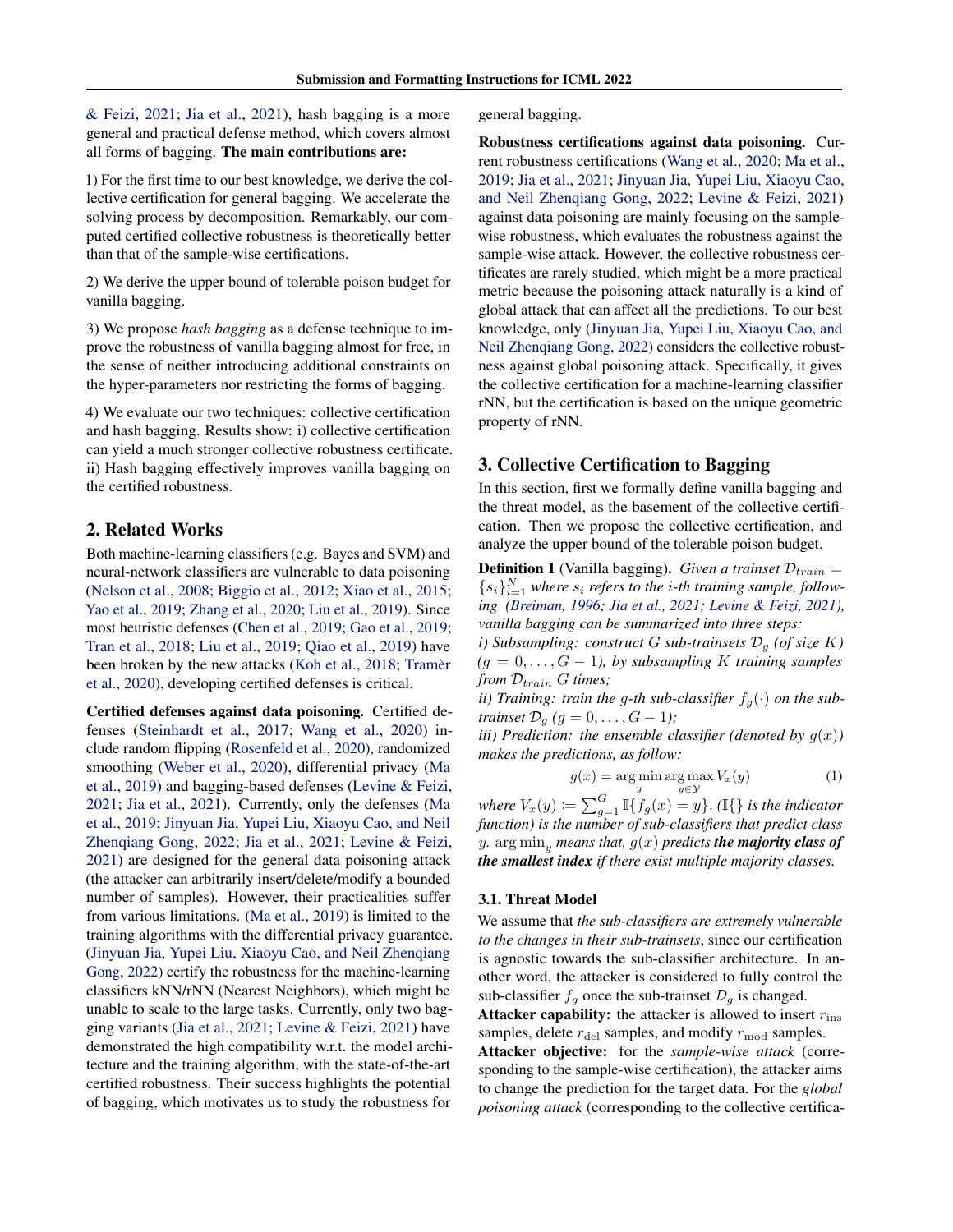& Feizi, 2021; Jia et al., 2021), hash bagging is a more general and practical defense method, which covers almost all forms of bagging. **The main contributions are:**

1) For the first time to our best knowledge, we derive the collective certification for general bagging. We accelerate the solving process by decomposition. Remarkably, our computed certified collective robustness is theoretically better than that of the sample-wise certifications.

2) We derive the upper bound of tolerable poison budget for vanilla bagging.

3) We propose *hash bagging* as a defense technique to improve the robustness of vanilla bagging almost for free, in the sense of neither introducing additional constraints on the hyper-parameters nor restricting the forms of bagging.

4) We evaluate our two techniques: collective certification and hash bagging. Results show: i) collective certification can yield a much stronger collective robustness certificate. ii) Hash bagging effectively improves vanilla bagging on the certified robustness.

## 2. Related Works

Both machine-learning classifiers (e.g. Bayes and SVM) and neural-network classifiers are vulnerable to data poisoning (Nelson et al., 2008; Biggio et al., 2012; Xiao et al., 2015; Yao et al., 2019; Zhang et al., 2020; Liu et al., 2019). Since most heuristic defenses (Chen et al., 2019; Gao et al., 2019; Tran et al., 2018; Liu et al., 2019; Qiao et al., 2019) have been broken by the new attacks (Koh et al., 2018; Tramèr et al., 2020), developing certified defenses is critical.

**Certified defenses against data poisoning.** Certified defenses (Steinhardt et al., 2017; Wang et al., 2020) include random flipping (Rosenfeld et al., 2020), randomized smoothing (Weber et al., 2020), differential privacy (Ma et al., 2019) and bagging-based defenses (Levine & Feizi, 2021; Jia et al., 2021). Currently, only the defenses (Ma et al., 2019; Jinyuan Jia, Yupei Liu, Xiaoyu Cao, and Neil Zhenqiang Gong, 2022; Jia et al., 2021; Levine & Feizi, 2021) are designed for the general data poisoning attack (the attacker can arbitrarily insert/delete/modify a bounded number of samples). However, their practicalities suffer from various limitations. (Ma et al., 2019) is limited to the training algorithms with the differential privacy guarantee. (Jinyuan Jia, Yupei Liu, Xiaoyu Cao, and Neil Zhenqiang Gong, 2022) certify the robustness for the machine-learning classifiers kNN/rNN (Nearest Neighbors), which might be unable to scale to the large tasks. Currently, only two bagging variants (Jia et al., 2021; Levine & Feizi, 2021) have demonstrated the high compatibility w.r.t. the model architecture and the training algorithm, with the state-of-the-art certified robustness. Their success highlights the potential of bagging, which motivates us to study the robustness for general bagging.

**Robustness certifications against data poisoning.** Current robustness certifications (Wang et al., 2020; Ma et al., 2019; Jia et al., 2021; Jinyuan Jia, Yupei Liu, Xiaoyu Cao, and Neil Zhenqiang Gong, 2022; Levine & Feizi, 2021) against data poisoning are mainly focusing on the sample-wise robustness, which evaluates the robustness against the sample-wise attack. However, the collective robustness certificates are rarely studied, which might be a more practical metric because the poisoning attack naturally is a kind of global attack that can affect all the predictions. To our best knowledge, only (Jinyuan Jia, Yupei Liu, Xiaoyu Cao, and Neil Zhenqiang Gong, 2022) considers the collective robustness against global poisoning attack. Specifically, it gives the collective certification for a machine-learning classifier rNN, but the certification is based on the unique geometric property of rNN.

## 3. Collective Certification to Bagging

In this section, first we formally define vanilla bagging and the threat model, as the basement of the collective certification. Then we propose the collective certification, and analyze the upper bound of the tolerable poison budget.

**Definition 1** (Vanilla bagging)**.** *Given a trainset $\mathcal{D}_{train} = \{s_i\}_{i=1}^N$ where $s_i$ refers to the $i$-th training sample, following (Breiman, 1996; Jia et al., 2021; Levine & Feizi, 2021), vanilla bagging can be summarized into three steps:*
*i) Subsampling: construct $G$ sub-trainsets $\mathcal{D}_g$ (of size $K$) ($g = 0, \ldots, G-1$), by subsampling $K$ training samples from $\mathcal{D}_{train}$ $G$ times;*
*ii) Training: train the $g$-th sub-classifier $f_g(\cdot)$ on the sub-trainset $\mathcal{D}_g$ ($g = 0, \ldots, G-1$);*
*iii) Prediction: the ensemble classifier (denoted by $g(x)$) makes the predictions, as follow:*

$$g(x) = \arg\min_y \arg\max_{y \in \mathcal{Y}} V_x(y) \tag{1}$$

*where $V_x(y) \coloneqq \sum_{g=1}^G \mathbb{I}\{f_g(x) = y\}$. ($\mathbb{I}\{\}$ is the indicator function) is the number of sub-classifiers that predict class $y$. $\arg\min_y$ means that, $g(x)$ predicts **the majority class of the smallest index** if there exist multiple majority classes.*

### 3.1. Threat Model

We assume that *the sub-classifiers are extremely vulnerable to the changes in their sub-trainsets*, since our certification is agnostic towards the sub-classifier architecture. In another word, the attacker is considered to fully control the sub-classifier $f_g$ once the sub-trainset $\mathcal{D}_g$ is changed.

**Attacker capability:** the attacker is allowed to insert $r_{\text{ins}}$ samples, delete $r_{\text{del}}$ samples, and modify $r_{\text{mod}}$ samples.

**Attacker objective:** for the *sample-wise attack* (corresponding to the sample-wise certification), the attacker aims to change the prediction for the target data. For the *global poisoning attack* (corresponding to the collective certifica-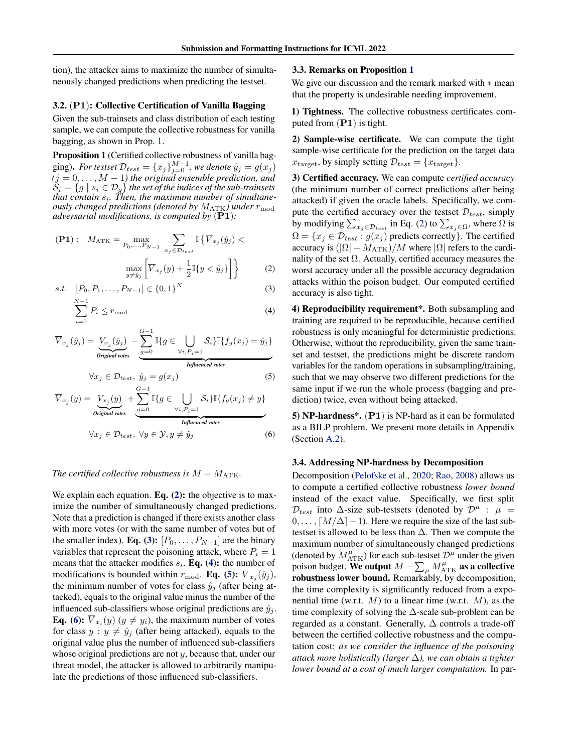tion), the attacker aims to maximize the number of simultaneously changed predictions when predicting the testset.

### 3.2. (P1): Collective Certification of Vanilla Bagging

Given the sub-trainsets and class distribution of each testing sample, we can compute the collective robustness for vanilla bagging, as shown in Prop. 1.

**Proposition 1** (Certified collective robustness of vanilla bagging). *For testset $\mathcal{D}_{test} = \{x_j\}_{j=0}^{M-1}$, we denote $\hat{y}_j = g(x_j)$ ($j = 0, \ldots, M-1$) the original ensemble prediction, and $\mathcal{S}_i = \{g \mid s_i \in \mathcal{D}_g\}$ the set of the indices of the sub-trainsets that contain $s_i$. Then, the maximum number of simultaneously changed predictions (denoted by $M_{\text{ATK}}$) under $r_{\text{mod}}$ adversarial modifications, is computed by* (**P1**)*:*

$$
(\mathbf{P1}): \quad M_{\text{ATK}} = \max_{P_0, \ldots, P_{N-1}} \sum_{x_j \in \mathcal{D}_{test}} \mathbb{I}\Big\{\overline{V}_{x_j}(\hat{y}_j) < \max_{y \neq \hat{y}_j} \Big[\overline{V}_{x_j}(y) + \frac{1}{2}\mathbb{I}\{y < \hat{y}_j\}\Big]\Big\} \tag{2}
$$

$$
s.t. \quad [P_0, P_1, \ldots, P_{N-1}] \in \{0,1\}^N \tag{3}
$$

$$
\sum_{i=0}^{N-1} P_i \leq r_{\text{mod}} \tag{4}
$$

$$
\overline{V}_{x_j}(\hat{y}_j) = \underbrace{V_{x_j}(\hat{y}_j)}_{\textit{Original votes}} - \underbrace{\sum_{g=0}^{G-1} \mathbb{I}\{g \in \bigcup_{\forall i, P_i = 1} \mathcal{S}_i\}\mathbb{I}\{f_g(x_j) = \hat{y}_j\}}_{\textit{Influenced votes}}
$$

$$
\forall x_j \in \mathcal{D}_{test}, \ \hat{y}_j = g(x_j) \tag{5}
$$

$$
\overline{V}_{x_j}(y) = \underbrace{V_{x_j}(y)}_{\textit{Original votes}} + \underbrace{\sum_{g=0}^{G-1} \mathbb{I}\{g \in \bigcup_{\forall i, P_i = 1} \mathcal{S}_i\}\mathbb{I}\{f_g(x_j) \neq y\}}_{\textit{Influenced votes}}
$$

$$
\forall x_j \in \mathcal{D}_{test}, \ \forall y \in \mathcal{Y}, y \neq \hat{y}_j \tag{6}
$$

*The certified collective robustness is $M - M_{\text{ATK}}$.*

We explain each equation. **Eq. (2):** the objective is to maximize the number of simultaneously changed predictions. Note that a prediction is changed if there exists another class with more votes (or with the same number of votes but of the smaller index). **Eq. (3):** $[P_0, \ldots, P_{N-1}]$ are the binary variables that represent the poisoning attack, where $P_i = 1$ means that the attacker modifies $s_i$. **Eq. (4):** the number of modifications is bounded within $r_{\text{mod}}$. **Eq. (5):** $\overline{V}_{x_j}(\hat{y}_j)$, the minimum number of votes for class $\hat{y}_j$ (after being attacked), equals to the original value minus the number of the influenced sub-classifiers whose original predictions are $\hat{y}_j$. **Eq. (6):** $\overline{V}_{x_i}(y)$ ($y \neq y_i$), the maximum number of votes for class $y : y \neq \hat{y}_j$ (after being attacked), equals to the original value plus the number of influenced sub-classifiers whose original predictions are not $y$, because that, under our threat model, the attacker is allowed to arbitrarily manipulate the predictions of those influenced sub-classifiers.

### 3.3. Remarks on Proposition 1

We give our discussion and the remark marked with $*$ mean that the property is undesirable needing improvement.

**1) Tightness.** The collective robustness certificates computed from (**P1**) is tight.

**2) Sample-wise certificate.** We can compute the tight sample-wise certificate for the prediction on the target data $x_{\text{target}}$, by simply setting $\mathcal{D}_{test} = \{x_{\text{target}}\}$.

**3) Certified accuracy.** We can compute *certified accuracy* (the minimum number of correct predictions after being attacked) if given the oracle labels. Specifically, we compute the certified accuracy over the testset $\mathcal{D}_{test}$, simply by modifying $\sum_{x_j \in \mathcal{D}_{test}}$ in Eq. (2) to $\sum_{x_j \in \Omega}$, where $\Omega$ is $\Omega = \{x_j \in \mathcal{D}_{test} : g(x_j)$ predicts correctly$\}$. The certified accuracy is $(|\Omega| - M_{\text{ATK}})/M$ where $|\Omega|$ refers to the cardinality of the set $\Omega$. Actually, certified accuracy measures the worst accuracy under all the possible accuracy degradation attacks within the poison budget. Our computed certified accuracy is also tight.

**4) Reproducibility requirement\*.** Both subsampling and training are required to be reproducible, because certified robustness is only meaningful for deterministic predictions. Otherwise, without the reproducibility, given the same trainset and testset, the predictions might be discrete random variables for the random operations in subsampling/training, such that we may observe two different predictions for the same input if we run the whole process (bagging and prediction) twice, even without being attacked.

**5) NP-hardness\*.** (**P1**) is NP-hard as it can be formulated as a BILP problem. We present more details in Appendix (Section A.2).

### 3.4. Addressing NP-hardness by Decomposition

Decomposition (Pelofske et al., 2020; Rao, 2008) allows us to compute a certified collective robustness *lower bound* instead of the exact value. Specifically, we first split $\mathcal{D}_{test}$ into $\Delta$-size sub-testsets (denoted by $\mathcal{D}^{\mu} : \mu = 0, \ldots, \lceil M/\Delta \rceil - 1$). Here we require the size of the last sub-testset is allowed to be less than $\Delta$. Then we compute the maximum number of simultaneously changed predictions (denoted by $M_{\text{ATK}}^{\mu}$) for each sub-testset $\mathcal{D}^{\mu}$ under the given poison budget. **We output $M - \sum_{\mu} M_{\text{ATK}}^{\mu}$ as a collective robustness lower bound.** Remarkably, by decomposition, the time complexity is significantly reduced from a exponential time (w.r.t. $M$) to a linear time (w.r.t. $M$), as the time complexity of solving the $\Delta$-scale sub-problem can be regarded as a constant. Generally, $\Delta$ controls a trade-off between the certified collective robustness and the computation cost: *as we consider the influence of the poisoning attack more holistically (larger $\Delta$), we can obtain a tighter lower bound at a cost of much larger computation.* In par-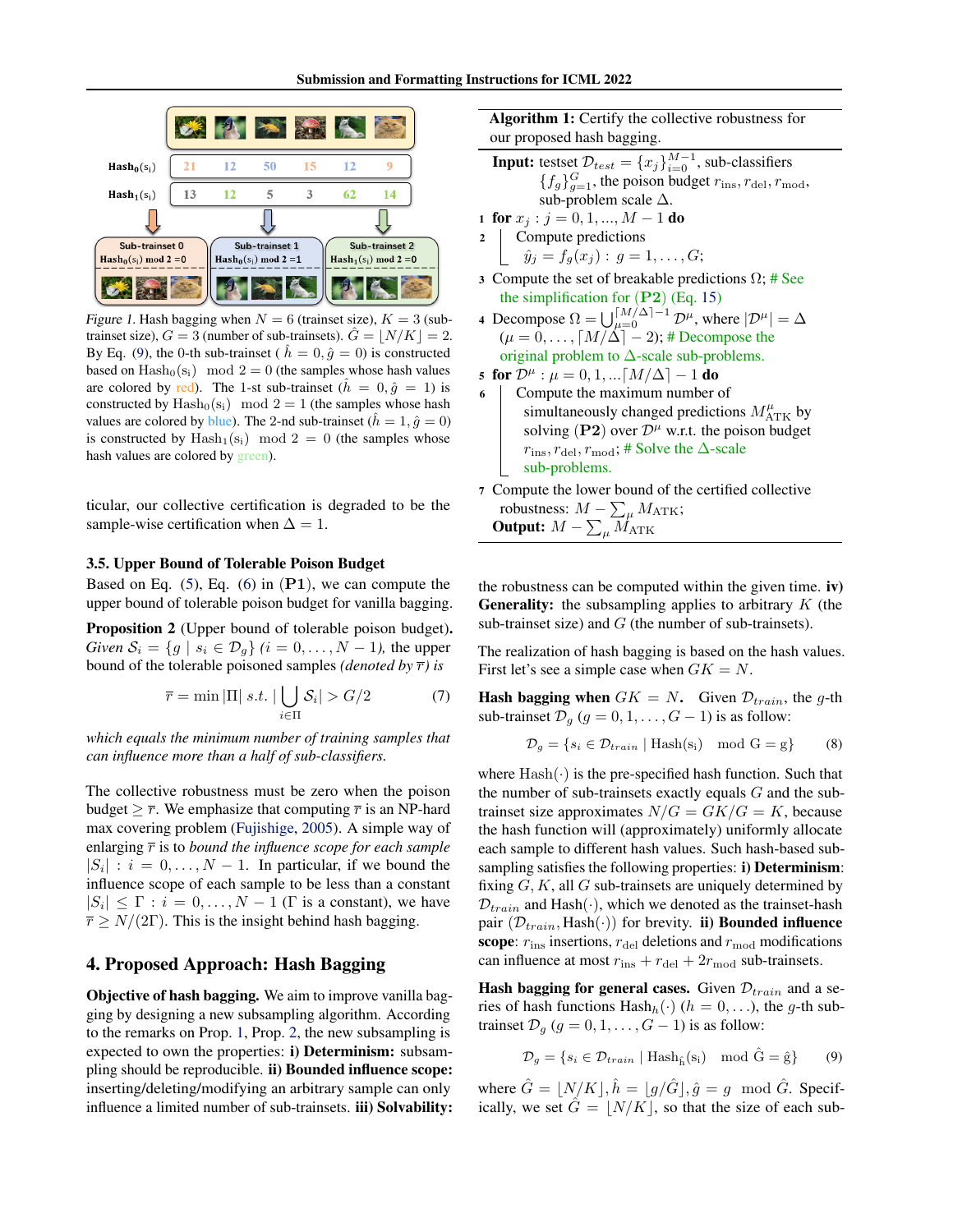*Figure 1.* Hash bagging when $N = 6$ (trainset size), $K = 3$ (sub-trainset size), $G = 3$ (number of sub-trainsets). $\hat{G} = \lfloor N/K \rfloor = 2$. By Eq. (9), the 0-th sub-trainset ( $\hat{h} = 0, \hat{g} = 0$) is constructed based on $\mathrm{Hash}_0(\mathrm{s_i}) \mod 2 = 0$ (the samples whose hash values are colored by red). The 1-st sub-trainset ($\hat{h} = 0, \hat{g} = 1$) is constructed by $\mathrm{Hash}_0(\mathrm{s_i}) \mod 2 = 1$ (the samples whose hash values are colored by blue). The 2-nd sub-trainset ($\hat{h} = 1, \hat{g} = 0$) is constructed by $\mathrm{Hash}_1(\mathrm{s_i}) \mod 2 = 0$ (the samples whose hash values are colored by green).

ticular, our collective certification is degraded to be the sample-wise certification when $\Delta = 1$.

### 3.5. Upper Bound of Tolerable Poison Budget

Based on Eq. (5), Eq. (6) in (**P1**), we can compute the upper bound of tolerable poison budget for vanilla bagging.

**Proposition 2** (Upper bound of tolerable poison budget). *Given $\mathcal{S}_i = \{g \mid s_i \in \mathcal{D}_g\}$ $(i = 0, \ldots, N-1)$, the upper bound of the tolerable poisoned samples (denoted by $\overline{r}$) is*

$$\overline{r} = \min |\Pi| \ s.t. \ |\bigcup_{i \in \Pi} \mathcal{S}_i| > G/2 \tag{7}$$

*which equals the minimum number of training samples that can influence more than a half of sub-classifiers.*

The collective robustness must be zero when the poison budget $\geq \overline{r}$. We emphasize that computing $\overline{r}$ is an NP-hard max covering problem (Fujishige, 2005). A simple way of enlarging $\overline{r}$ is to *bound the influence scope for each sample* $|\mathcal{S}_i| : i = 0, \ldots, N-1$. In particular, if we bound the influence scope of each sample to be less than a constant $|\mathcal{S}_i| \leq \Gamma : i = 0, \ldots, N-1$ ($\Gamma$ is a constant), we have $\overline{r} \geq N/(2\Gamma)$. This is the insight behind hash bagging.

## 4. Proposed Approach: Hash Bagging

**Objective of hash bagging.** We aim to improve vanilla bagging by designing a new subsampling algorithm. According to the remarks on Prop. 1, Prop. 2, the new subsampling is expected to own the properties: **i) Determinism:** subsampling should be reproducible. **ii) Bounded influence scope:** inserting/deleting/modifying an arbitrary sample can only influence a limited number of sub-trainsets. **iii) Solvability:** the robustness can be computed within the given time. **iv) Generality:** the subsampling applies to arbitrary $K$ (the sub-trainset size) and $G$ (the number of sub-trainsets).

---

**Algorithm 1:** Certify the collective robustness for our proposed hash bagging.

**Input:** testset $\mathcal{D}_{test} = \{x_j\}_{i=0}^{M-1}$, sub-classifiers $\{f_g\}_{g=1}^{G}$, the poison budget $r_{\mathrm{ins}}, r_{\mathrm{del}}, r_{\mathrm{mod}}$, sub-problem scale $\Delta$.

1. **for** $x_j : j = 0, 1, ..., M-1$ **do**
2. &nbsp;&nbsp;&nbsp;&nbsp;Compute predictions $\hat{y}_j = f_g(x_j) : g = 1, \ldots, G$;
3. Compute the set of breakable predictions $\Omega$; # See the simplification for (**P2**) (Eq. 15)
4. Decompose $\Omega = \bigcup_{\mu=0}^{\lceil M/\Delta \rceil - 1} \mathcal{D}^\mu$, where $|\mathcal{D}^\mu| = \Delta$ $(\mu = 0, \ldots, \lceil M/\Delta \rceil - 2)$; # Decompose the original problem to $\Delta$-scale sub-problems.
5. **for** $\mathcal{D}^\mu : \mu = 0, 1, ... \lceil M/\Delta \rceil - 1$ **do**
6. &nbsp;&nbsp;&nbsp;&nbsp;Compute the maximum number of simultaneously changed predictions $M^\mu_{\mathrm{ATK}}$ by solving (**P2**) over $\mathcal{D}^\mu$ w.r.t. the poison budget $r_{\mathrm{ins}}, r_{\mathrm{del}}, r_{\mathrm{mod}}$; # Solve the $\Delta$-scale sub-problems.
7. Compute the lower bound of the certified collective robustness: $M - \sum_\mu M_{\mathrm{ATK}}$;

**Output:** $M - \sum_\mu M_{\mathrm{ATK}}$

---

The realization of hash bagging is based on the hash values. First let's see a simple case when $GK = N$.

**Hash bagging when $GK = N$.** Given $\mathcal{D}_{train}$, the $g$-th sub-trainset $\mathcal{D}_g$ $(g = 0, 1, \ldots, G-1)$ is as follow:

$$\mathcal{D}_g = \{s_i \in \mathcal{D}_{train} \mid \mathrm{Hash}(\mathrm{s_i}) \mod \mathrm{G} = \mathrm{g}\} \tag{8}$$

where $\mathrm{Hash}(\cdot)$ is the pre-specified hash function. Such that the number of sub-trainsets exactly equals $G$ and the sub-trainset size approximates $N/G = GK/G = K$, because the hash function will (approximately) uniformly allocate each sample to different hash values. Such hash-based subsampling satisfies the following properties: **i) Determinism**: fixing $G$, $K$, all $G$ sub-trainsets are uniquely determined by $\mathcal{D}_{train}$ and $\mathrm{Hash}(\cdot)$, which we denoted as the trainset-hash pair $(\mathcal{D}_{train}, \mathrm{Hash}(\cdot))$ for brevity. **ii) Bounded influence scope**: $r_{\mathrm{ins}}$ insertions, $r_{\mathrm{del}}$ deletions and $r_{\mathrm{mod}}$ modifications can influence at most $r_{\mathrm{ins}} + r_{\mathrm{del}} + 2r_{\mathrm{mod}}$ sub-trainsets.

**Hash bagging for general cases.** Given $\mathcal{D}_{train}$ and a series of hash functions $\mathrm{Hash}_h(\cdot)$ $(h = 0, \ldots)$, the $g$-th sub-trainset $\mathcal{D}_g$ $(g = 0, 1, \ldots, G-1)$ is as follow:

$$\mathcal{D}_g = \{s_i \in \mathcal{D}_{train} \mid \mathrm{Hash}_{\hat{\mathrm{h}}}(\mathrm{s_i}) \mod \hat{\mathrm{G}} = \hat{\mathrm{g}}\} \tag{9}$$

where $\hat{G} = \lfloor N/K \rfloor, \hat{h} = \lfloor g/\hat{G} \rfloor, \hat{g} = g \mod \hat{G}$. Specifically, we set $\hat{G} = \lfloor N/K \rfloor$, so that the size of each sub-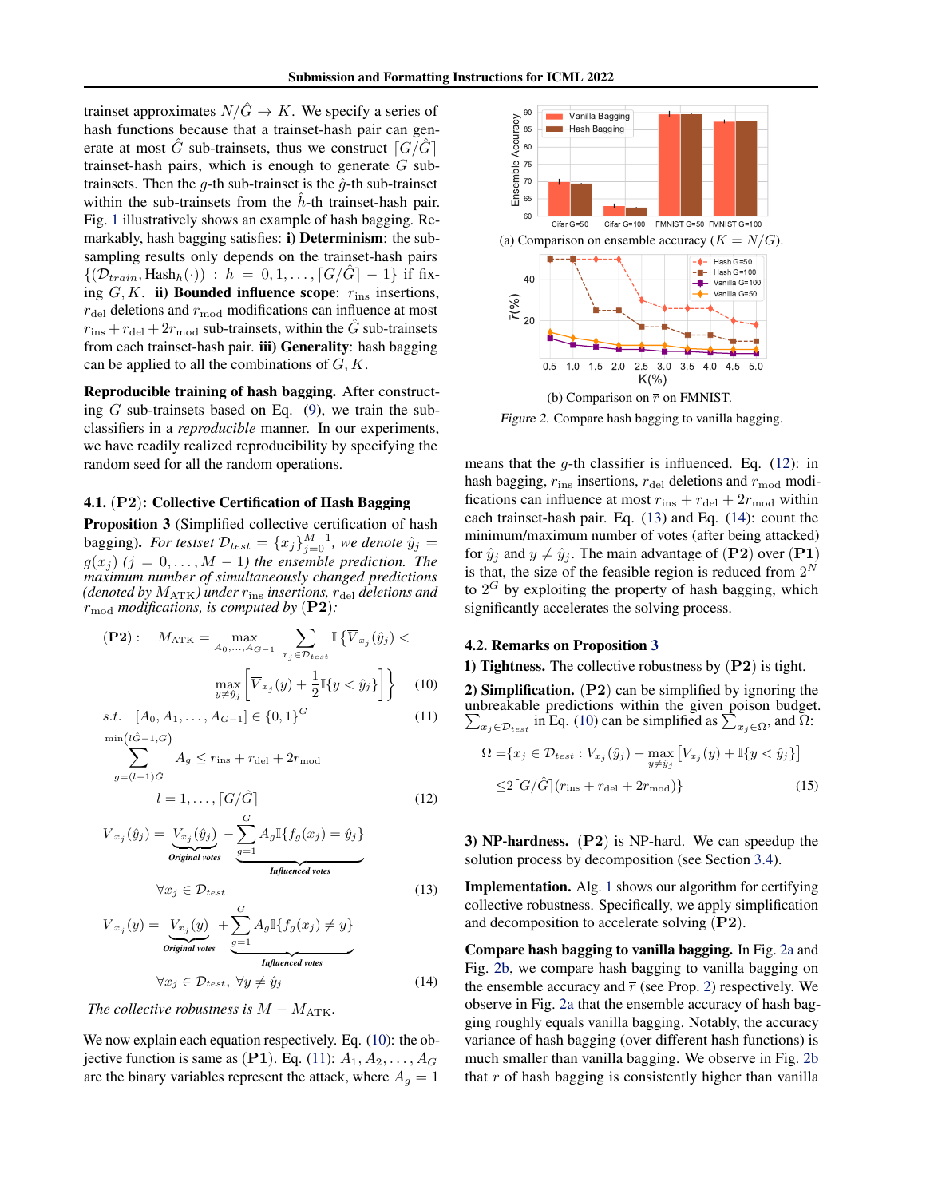trainset approximates $N/\hat{G} \to K$. We specify a series of hash functions because that a trainset-hash pair can generate at most $\hat{G}$ sub-trainsets, thus we construct $\lceil G/\hat{G} \rceil$ trainset-hash pairs, which is enough to generate $G$ sub-trainsets. Then the $g$-th sub-trainset is the $\hat{g}$-th sub-trainset within the sub-trainsets from the $\hat{h}$-th trainset-hash pair. Fig. 1 illustratively shows an example of hash bagging. Remarkably, hash bagging satisfies: **i) Determinism**: the sub-sampling results only depends on the trainset-hash pairs $\{(\mathcal{D}_{train}, \text{Hash}_h(\cdot)) : h = 0, 1, \dots, \lceil G/\hat{G} \rceil - 1\}$ if fixing $G, K$. **ii) Bounded influence scope**: $r_{\text{ins}}$ insertions, $r_{\text{del}}$ deletions and $r_{\text{mod}}$ modifications can influence at most $r_{\text{ins}} + r_{\text{del}} + 2r_{\text{mod}}$ sub-trainsets, within the $\hat{G}$ sub-trainsets from each trainset-hash pair. **iii) Generality**: hash bagging can be applied to all the combinations of $G, K$.

**Reproducible training of hash bagging.** After constructing $G$ sub-trainsets based on Eq. (9), we train the sub-classifiers in a *reproducible* manner. In our experiments, we have readily realized reproducibility by specifying the random seed for all the random operations.

### 4.1. (P2): Collective Certification of Hash Bagging

**Proposition 3** (Simplified collective certification of hash bagging). *For testset $\mathcal{D}_{test} = \{x_j\}_{j=0}^{M-1}$, we denote $\hat{y}_j = g(x_j)$ $(j = 0, \dots, M-1)$ the ensemble prediction. The maximum number of simultaneously changed predictions (denoted by $M_{\text{ATK}}$) under $r_{\text{ins}}$ insertions, $r_{\text{del}}$ deletions and $r_{\text{mod}}$ modifications, is computed by* (**P2**)*:*

$$(\mathbf{P2}): \quad M_{\text{ATK}} = \max_{A_0,\dots,A_{G-1}} \sum_{x_j \in \mathcal{D}_{test}} \mathbb{I}\Big\{\overline{V}_{x_j}(\hat{y}_j) < \max_{y \neq \hat{y}_j} \Big[\overline{V}_{x_j}(y) + \frac{1}{2}\mathbb{I}\{y < \hat{y}_j\}\Big]\Big\} \tag{10}$$

$$\text{s.t.} \quad [A_0, A_1, \dots, A_{G-1}] \in \{0,1\}^G \tag{11}$$

$$\sum_{g=(l-1)\hat{G}}^{\min(l\hat{G}-1, G)} A_g \le r_{\text{ins}} + r_{\text{del}} + 2r_{\text{mod}}, \quad l = 1, \dots, \lceil G/\hat{G} \rceil \tag{12}$$

$$\overline{V}_{x_j}(\hat{y}_j) = \underbrace{V_{x_j}(\hat{y}_j)}_{\text{Original votes}} - \underbrace{\sum_{g=1}^{G} A_g \mathbb{I}\{f_g(x_j) = \hat{y}_j\}}_{\text{Influenced votes}} \quad \forall x_j \in \mathcal{D}_{test} \tag{13}$$

$$\overline{V}_{x_j}(y) = \underbrace{V_{x_j}(y)}_{\text{Original votes}} + \underbrace{\sum_{g=1}^{G} A_g \mathbb{I}\{f_g(x_j) \neq y\}}_{\text{Influenced votes}} \quad \forall x_j \in \mathcal{D}_{test}, \ \forall y \neq \hat{y}_j \tag{14}$$

*The collective robustness is $M - M_{\text{ATK}}$.*

We now explain each equation respectively. Eq. (10): the objective function is same as (**P1**). Eq. (11): $A_1, A_2, \dots, A_G$ are the binary variables represent the attack, where $A_g = 1$ means that the $g$-th classifier is influenced. Eq. (12): in hash bagging, $r_{\text{ins}}$ insertions, $r_{\text{del}}$ deletions and $r_{\text{mod}}$ modifications can influence at most $r_{\text{ins}} + r_{\text{del}} + 2r_{\text{mod}}$ within each trainset-hash pair. Eq. (13) and Eq. (14): count the minimum/maximum number of votes (after being attacked) for $\hat{y}_j$ and $y \neq \hat{y}_j$. The main advantage of (**P2**) over (**P1**) is that, the size of the feasible region is reduced from $2^N$ to $2^G$ by exploiting the property of hash bagging, which significantly accelerates the solving process.

Figure 2. Compare hash bagging to vanilla bagging. (a) Comparison on ensemble accuracy ($K = N/G$). (b) Comparison on $\overline{r}$ on FMNIST.

### 4.2. Remarks on Proposition 3

**1) Tightness.** The collective robustness by (**P2**) is tight.

**2) Simplification.** (**P2**) can be simplified by ignoring the unbreakable predictions within the given poison budget. $\sum_{x_j \in \mathcal{D}_{test}}$ in Eq. (10) can be simplified as $\sum_{x_j \in \Omega}$, and $\Omega$:

$$\Omega = \{x_j \in \mathcal{D}_{test} : V_{x_j}(\hat{y}_j) - \max_{y \neq \hat{y}_j}[V_{x_j}(y) + \mathbb{I}\{y < \hat{y}_j\}] \le 2\lceil G/\hat{G} \rceil (r_{\text{ins}} + r_{\text{del}} + 2r_{\text{mod}})\} \tag{15}$$

**3) NP-hardness.** (**P2**) is NP-hard. We can speedup the solution process by decomposition (see Section 3.4).

**Implementation.** Alg. 1 shows our algorithm for certifying collective robustness. Specifically, we apply simplification and decomposition to accelerate solving (**P2**).

**Compare hash bagging to vanilla bagging.** In Fig. 2a and Fig. 2b, we compare hash bagging to vanilla bagging on the ensemble accuracy and $\overline{r}$ (see Prop. 2) respectively. We observe in Fig. 2a that the ensemble accuracy of hash bagging roughly equals vanilla bagging. Notably, the accuracy variance of hash bagging (over different hash functions) is much smaller than vanilla bagging. We observe in Fig. 2b that $\overline{r}$ of hash bagging is consistently higher than vanilla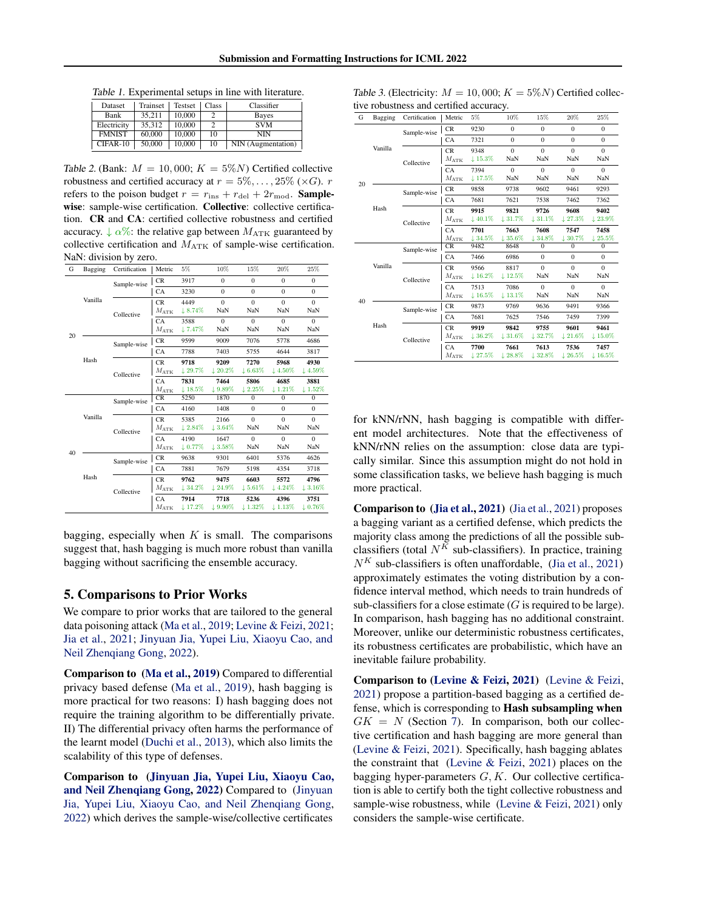Table 1. Experimental setups in line with literature.

| Dataset | Trainset | Testset | Class | Classifier |
|---|---|---|---|---|
| Bank | 35,211 | 10,000 | 2 | Bayes |
| Electricity | 35,312 | 10,000 | 2 | SVM |
| FMNIST | 60,000 | 10,000 | 10 | NIN |
| CIFAR-10 | 50,000 | 10,000 | 10 | NIN (Augmentation) |

Table 2. (Bank: $M = 10,000$; $K = 5\%N$) Certified collective robustness and certified accuracy at $r = 5\%, \ldots, 25\%$ ($\times G$). $r$ refers to the poison budget $r = r_{\text{ins}} + r_{\text{del}} + 2r_{\text{mod}}$. **Sample-wise**: sample-wise certification. **Collective**: collective certification. **CR** and **CA**: certified collective robustness and certified accuracy. $\downarrow \alpha\%$: the relative gap between $M_{\text{ATK}}$ guaranteed by collective certification and $M_{\text{ATK}}$ of sample-wise certification. NaN: division by zero.

| G | Bagging | Certification | Metric | 5% | 10% | 15% | 20% | 25% |
|---|---|---|---|---|---|---|---|---|
| 20 | Vanilla | Sample-wise | CR | 3917 | 0 | 0 | 0 | 0 |
| | | | CA | 3230 | 0 | 0 | 0 | 0 |
| | | Collective | CR | 4449 | 0 | 0 | 0 | 0 |
| | | | $M_{\text{ATK}}$ | ↓ 8.74% | NaN | NaN | NaN | NaN |
| | | | CA | 3588 | 0 | 0 | 0 | 0 |
| | | | $M_{\text{ATK}}$ | ↓ 7.47% | NaN | NaN | NaN | NaN |
| | Hash | Sample-wise | CR | 9599 | 9009 | 7076 | 5778 | 4686 |
| | | | CA | 7788 | 7403 | 5755 | 4644 | 3817 |
| | | Collective | CR | **9718** | **9209** | **7270** | **5968** | **4930** |
| | | | $M_{\text{ATK}}$ | ↓ 29.7% | ↓ 20.2% | ↓ 6.63% | ↓ 4.50% | ↓ 4.59% |
| | | | CA | **7831** | **7464** | **5806** | **4685** | **3881** |
| | | | $M_{\text{ATK}}$ | ↓ 18.5% | ↓ 9.89% | ↓ 2.25% | ↓ 1.21% | ↓ 1.52% |
| 40 | Vanilla | Sample-wise | CR | 5250 | 1870 | 0 | 0 | 0 |
| | | | CA | 4160 | 1408 | 0 | 0 | 0 |
| | | Collective | CR | 5385 | 2166 | 0 | 0 | 0 |
| | | | $M_{\text{ATK}}$ | ↓ 2.84% | ↓ 3.64% | NaN | NaN | NaN |
| | | | CA | 4190 | 1647 | 0 | 0 | 0 |
| | | | $M_{\text{ATK}}$ | ↓ 0.77% | ↓ 3.58% | NaN | NaN | NaN |
| | Hash | Sample-wise | CR | 9638 | 9301 | 6401 | 5376 | 4626 |
| | | | CA | 7881 | 7679 | 5198 | 4354 | 3718 |
| | | Collective | CR | **9762** | **9475** | **6603** | **5572** | **4796** |
| | | | $M_{\text{ATK}}$ | ↓ 34.2% | ↓ 24.9% | ↓ 5.61% | ↓ 4.24% | ↓ 3.16% |
| | | | CA | **7914** | **7718** | **5236** | **4396** | **3751** |
| | | | $M_{\text{ATK}}$ | ↓ 17.2% | ↓ 9.90% | ↓ 1.32% | ↓ 1.13% | ↓ 0.76% |

bagging, especially when $K$ is small. The comparisons suggest that, hash bagging is much more robust than vanilla bagging without sacrificing the ensemble accuracy.

## 5. Comparisons to Prior Works

We compare to prior works that are tailored to the general data poisoning attack (Ma et al., 2019; Levine & Feizi, 2021; Jia et al., 2021; Jinyuan Jia, Yupei Liu, Xiaoyu Cao, and Neil Zhenqiang Gong, 2022).

**Comparison to (Ma et al., 2019)** Compared to differential privacy based defense (Ma et al., 2019), hash bagging is more practical for two reasons: I) hash bagging does not require the training algorithm to be differentially private. II) The differential privacy often harms the performance of the learnt model (Duchi et al., 2013), which also limits the scalability of this type of defenses.

**Comparison to (Jinyuan Jia, Yupei Liu, Xiaoyu Cao, and Neil Zhenqiang Gong, 2022)** Compared to (Jinyuan Jia, Yupei Liu, Xiaoyu Cao, and Neil Zhenqiang Gong, 2022) which derives the sample-wise/collective certificates

Table 3. (Electricity: $M = 10,000$; $K = 5\%N$) Certified collective robustness and certified accuracy.

| G | Bagging | Certification | Metric | 5% | 10% | 15% | 20% | 25% |
|---|---|---|---|---|---|---|---|---|
| 20 | Vanilla | Sample-wise | CR | 9230 | 0 | 0 | 0 | 0 |
| | | | CA | 7321 | 0 | 0 | 0 | 0 |
| | | Collective | CR | 9348 | 0 | 0 | 0 | 0 |
| | | | $M_{\text{ATK}}$ | ↓ 15.3% | NaN | NaN | NaN | NaN |
| | | | CA | 7394 | 0 | 0 | 0 | 0 |
| | | | $M_{\text{ATK}}$ | ↓ 17.5% | NaN | NaN | NaN | NaN |
| | Hash | Sample-wise | CR | 9858 | 9738 | 9602 | 9461 | 9293 |
| | | | CA | 7681 | 7621 | 7538 | 7462 | 7362 |
| | | Collective | CR | **9915** | **9821** | **9726** | **9608** | **9402** |
| | | | $M_{\text{ATK}}$ | ↓ 40.1% | ↓ 31.7% | ↓ 31.1% | ↓ 27.3% | ↓ 23.9% |
| | | | CA | **7701** | **7663** | **7608** | **7547** | **7458** |
| | | | $M_{\text{ATK}}$ | ↓ 34.5% | ↓ 35.6% | ↓ 34.8% | ↓ 30.7% | ↓ 25.5% |
| 40 | Vanilla | Sample-wise | CR | 9482 | 8648 | 0 | 0 | 0 |
| | | | CA | 7466 | 6986 | 0 | 0 | 0 |
| | | Collective | CR | 9566 | 8817 | 0 | 0 | 0 |
| | | | $M_{\text{ATK}}$ | ↓ 16.2% | ↓ 12.5% | NaN | NaN | NaN |
| | | | CA | 7513 | 7086 | 0 | 0 | 0 |
| | | | $M_{\text{ATK}}$ | ↓ 16.5% | ↓ 13.1% | NaN | NaN | NaN |
| | Hash | Sample-wise | CR | 9873 | 9769 | 9636 | 9491 | 9366 |
| | | | CA | 7681 | 7625 | 7546 | 7459 | 7399 |
| | | Collective | CR | **9919** | **9842** | **9755** | **9601** | **9461** |
| | | | $M_{\text{ATK}}$ | ↓ 36.2% | ↓ 31.6% | ↓ 32.7% | ↓ 21.6% | ↓ 15.0% |
| | | | CA | **7700** | **7661** | **7613** | **7536** | **7457** |
| | | | $M_{\text{ATK}}$ | ↓ 27.5% | ↓ 28.8% | ↓ 32.8% | ↓ 26.5% | ↓ 16.5% |

for kNN/rNN, hash bagging is compatible with different model architectures. Note that the effectiveness of kNN/rNN relies on the assumption: close data are typically similar. Since this assumption might do not hold in some classification tasks, we believe hash bagging is much more practical.

**Comparison to (Jia et al., 2021)** (Jia et al., 2021) proposes a bagging variant as a certified defense, which predicts the majority class among the predictions of all the possible sub-classifiers (total $N^K$ sub-classifiers). In practice, training $N^K$ sub-classifiers is often unaffordable, (Jia et al., 2021) approximately estimates the voting distribution by a confidence interval method, which needs to train hundreds of sub-classifiers for a close estimate ($G$ is required to be large). In comparison, hash bagging has no additional constraint. Moreover, unlike our deterministic robustness certificates, its robustness certificates are probabilistic, which have an inevitable failure probability.

**Comparison to (Levine & Feizi, 2021)** (Levine & Feizi, 2021) propose a partition-based bagging as a certified defense, which is corresponding to **Hash subsampling when** $GK = N$ (Section 7). In comparison, both our collective certification and hash bagging are more general than (Levine & Feizi, 2021). Specifically, hash bagging ablates the constraint that (Levine & Feizi, 2021) places on the bagging hyper-parameters $G, K$. Our collective certification is able to certify both the tight collective robustness and sample-wise robustness, while (Levine & Feizi, 2021) only considers the sample-wise certificate.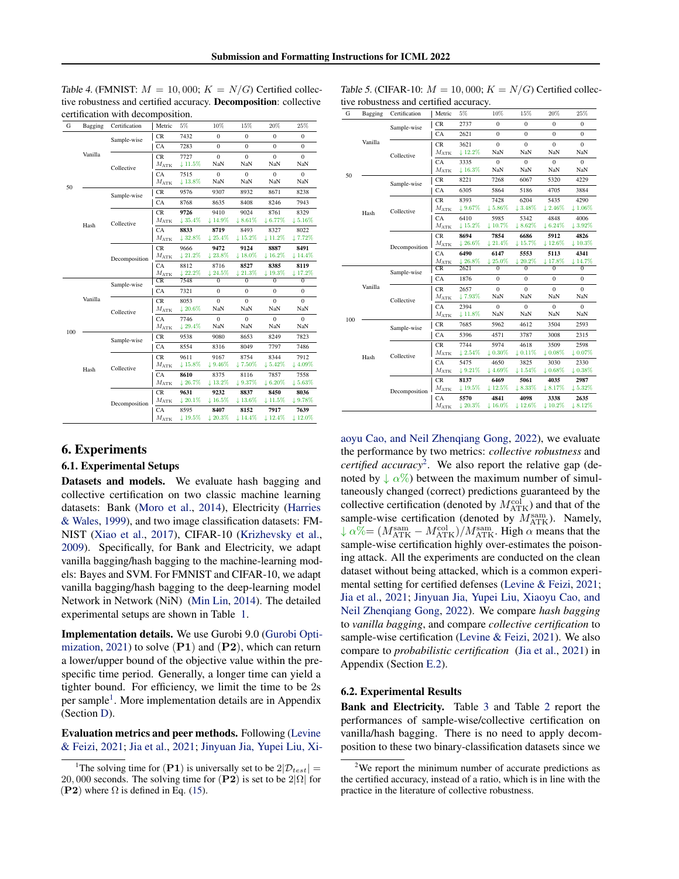Table 4. (FMNIST: $M = 10,000$; $K = N/G$) Certified collective robustness and certified accuracy. **Decomposition**: collective certification with decomposition.

| G | Bagging | Certification | Metric | 5% | 10% | 15% | 20% | 25% |
|---|---|---|---|---|---|---|---|---|
| 50 | Vanilla | Sample-wise | CR | 7432 | 0 | 0 | 0 | 0 |
| | | | CA | 7283 | 0 | 0 | 0 | 0 |
| | | Collective | CR | 7727 | 0 | 0 | 0 | 0 |
| | | | $M_{\text{ATK}}$ | ↓ 11.5% | NaN | NaN | NaN | NaN |
| | | | CA | 7515 | 0 | 0 | 0 | 0 |
| | | | $M_{\text{ATK}}$ | ↓ 13.8% | NaN | NaN | NaN | NaN |
| | Hash | Sample-wise | CR | 9576 | 9307 | 8932 | 8671 | 8238 |
| | | | CA | 8768 | 8635 | 8408 | 8246 | 7943 |
| | | Collective | CR | **9726** | 9410 | 9024 | 8761 | 8329 |
| | | | $M_{\text{ATK}}$ | ↓ 35.4% | ↓ 14.9% | ↓ 8.61% | ↓ 6.77% | ↓ 5.16% |
| | | | CA | **8833** | **8719** | 8493 | 8327 | 8022 |
| | | | $M_{\text{ATK}}$ | ↓ 32.8% | ↓ 25.4% | ↓ 15.2% | ↓ 11.2% | ↓ 7.72% |
| | | Decomposition | CR | 9666 | **9472** | **9124** | **8887** | **8491** |
| | | | $M_{\text{ATK}}$ | ↓ 21.2% | ↓ 23.8% | ↓ 18.0% | ↓ 16.2% | ↓ 14.4% |
| | | | CA | 8812 | 8716 | **8527** | **8385** | **8119** |
| | | | $M_{\text{ATK}}$ | ↓ 22.2% | ↓ 24.5% | ↓ 21.3% | ↓ 19.3% | ↓ 17.2% |
| 100 | Vanilla | Sample-wise | CR | 7548 | 0 | 0 | 0 | 0 |
| | | | CA | 7321 | 0 | 0 | 0 | 0 |
| | | Collective | CR | 8053 | 0 | 0 | 0 | 0 |
| | | | $M_{\text{ATK}}$ | ↓ 20.6% | NaN | NaN | NaN | NaN |
| | | | CA | 7746 | 0 | 0 | 0 | 0 |
| | | | $M_{\text{ATK}}$ | ↓ 29.4% | NaN | NaN | NaN | NaN |
| | Hash | Sample-wise | CR | 9538 | 9080 | 8653 | 8249 | 7823 |
| | | | CA | 8554 | 8316 | 8049 | 7797 | 7486 |
| | | Collective | CR | 9611 | 9167 | 8754 | 8344 | 7912 |
| | | | $M_{\text{ATK}}$ | ↓ 15.8% | ↓ 9.46% | ↓ 7.50% | ↓ 5.42% | ↓ 4.09% |
| | | | CA | **8610** | 8375 | 8116 | 7857 | 7558 |
| | | | $M_{\text{ATK}}$ | ↓ 26.7% | ↓ 13.2% | ↓ 9.37% | ↓ 6.20% | ↓ 5.63% |
| | | Decomposition | CR | **9631** | **9232** | **8837** | **8450** | **8036** |
| | | | $M_{\text{ATK}}$ | ↓ 20.1% | ↓ 16.5% | ↓ 13.6% | ↓ 11.5% | ↓ 9.78% |
| | | | CA | 8595 | **8407** | **8152** | **7917** | **7639** |
| | | | $M_{\text{ATK}}$ | ↓ 19.5% | ↓ 20.3% | ↓ 14.4% | ↓ 12.4% | ↓ 12.0% |

Table 5. (CIFAR-10: $M = 10,000$; $K = N/G$) Certified collective robustness and certified accuracy.

| G | Bagging | Certification | Metric | 5% | 10% | 15% | 20% | 25% |
|---|---|---|---|---|---|---|---|---|
| 50 | Vanilla | Sample-wise | CR | 2737 | 0 | 0 | 0 | 0 |
| | | | CA | 2621 | 0 | 0 | 0 | 0 |
| | | Collective | CR | 3621 | 0 | 0 | 0 | 0 |
| | | | $M_{\text{ATK}}$ | ↓ 12.2% | NaN | NaN | NaN | NaN |
| | | | CA | 3335 | 0 | 0 | 0 | 0 |
| | | | $M_{\text{ATK}}$ | ↓ 16.3% | NaN | NaN | NaN | NaN |
| | Hash | Sample-wise | CR | 8221 | 7268 | 6067 | 5320 | 4229 |
| | | | CA | 6305 | 5864 | 5186 | 4705 | 3884 |
| | | Collective | CR | 8393 | 7428 | 6204 | 5435 | 4290 |
| | | | $M_{\text{ATK}}$ | ↓ 9.67% | ↓ 5.86% | ↓ 3.48% | ↓ 2.46% | ↓ 1.06% |
| | | | CA | 6410 | 5985 | 5342 | 4848 | 4006 |
| | | | $M_{\text{ATK}}$ | ↓ 15.2% | ↓ 10.7% | ↓ 8.62% | ↓ 6.24% | ↓ 3.92% |
| | | Decomposition | CR | **8694** | **7854** | **6686** | **5912** | **4826** |
| | | | $M_{\text{ATK}}$ | ↓ 26.6% | ↓ 21.4% | ↓ 15.7% | ↓ 12.6% | ↓ 10.3% |
| | | | CA | **6490** | **6147** | **5553** | **5113** | **4341** |
| | | | $M_{\text{ATK}}$ | ↓ 26.8% | ↓ 25.0% | ↓ 20.2% | ↓ 17.8% | ↓ 14.7% |
| 100 | Vanilla | Sample-wise | CR | 2621 | 0 | 0 | 0 | 0 |
| | | | CA | 1876 | 0 | 0 | 0 | 0 |
| | | Collective | CR | 2657 | 0 | 0 | 0 | 0 |
| | | | $M_{\text{ATK}}$ | ↓ 7.93% | NaN | NaN | NaN | NaN |
| | | | CA | 2394 | 0 | 0 | 0 | 0 |
| | | | $M_{\text{ATK}}$ | ↓ 11.8% | NaN | NaN | NaN | NaN |
| | Hash | Sample-wise | CR | 7685 | 5962 | 4612 | 3504 | 2593 |
| | | | CA | 5396 | 4571 | 3787 | 3008 | 2315 |
| | | Collective | CR | 7744 | 5974 | 4618 | 3509 | 2598 |
| | | | $M_{\text{ATK}}$ | ↓ 2.54% | ↓ 0.30% | ↓ 0.11% | ↓ 0.08% | ↓ 0.07% |
| | | | CA | 5475 | 4650 | 3825 | 3030 | 2330 |
| | | | $M_{\text{ATK}}$ | ↓ 9.21% | ↓ 4.69% | ↓ 1.54% | ↓ 0.68% | ↓ 0.38% |
| | | Decomposition | CR | **8137** | **6469** | **5061** | **4035** | **2987** |
| | | | $M_{\text{ATK}}$ | ↓ 19.5% | ↓ 12.5% | ↓ 8.33% | ↓ 8.17% | ↓ 5.32% |
| | | | CA | **5570** | **4841** | **4098** | **3338** | **2635** |
| | | | $M_{\text{ATK}}$ | ↓ 20.3% | ↓ 16.0% | ↓ 12.6% | ↓ 10.2% | ↓ 8.12% |

## 6. Experiments

### 6.1. Experimental Setups

**Datasets and models.** We evaluate hash bagging and collective certification on two classic machine learning datasets: Bank (Moro et al., 2014), Electricity (Harries & Wales, 1999), and two image classification datasets: FMNIST (Xiao et al., 2017), CIFAR-10 (Krizhevsky et al., 2009). Specifically, for Bank and Electricity, we adapt vanilla bagging/hash bagging to the machine-learning models: Bayes and SVM. For FMNIST and CIFAR-10, we adapt vanilla bagging/hash bagging to the deep-learning model Network in Network (NiN) (Min Lin, 2014). The detailed experimental setups are shown in Table 1.

**Implementation details.** We use Gurobi 9.0 (Gurobi Optimization, 2021) to solve $(\mathbf{P1})$ and $(\mathbf{P2})$, which can return a lower/upper bound of the objective value within the prespecific time period. Generally, a longer time can yield a tighter bound. For efficiency, we limit the time to be 2s per sample[1]. More implementation details are in Appendix (Section D).

**Evaluation metrics and peer methods.** Following (Levine & Feizi, 2021; Jia et al., 2021; Jinyuan Jia, Yupei Liu, Xiaoyu Cao, and Neil Zhenqiang Gong, 2022), we evaluate the performance by two metrics: *collective robustness* and *certified accuracy*[2]. We also report the relative gap (denoted by $\downarrow \alpha\%$) between the maximum number of simultaneously changed (correct) predictions guaranteed by the collective certification (denoted by $M^{\text{col}}_{\text{ATK}}$) and that of the sample-wise certification (denoted by $M^{\text{sam}}_{\text{ATK}}$). Namely, $\downarrow \alpha\% = (M^{\text{sam}}_{\text{ATK}} - M^{\text{col}}_{\text{ATK}})/M^{\text{sam}}_{\text{ATK}}$. High $\alpha$ means that the sample-wise certification highly over-estimates the poisoning attack. All the experiments are conducted on the clean dataset without being attacked, which is a common experimental setting for certified defenses (Levine & Feizi, 2021; Jia et al., 2021; Jinyuan Jia, Yupei Liu, Xiaoyu Cao, and Neil Zhenqiang Gong, 2022). We compare *hash bagging* to *vanilla bagging*, and compare *collective certification* to sample-wise certification (Levine & Feizi, 2021). We also compare to *probabilistic certification* (Jia et al., 2021) in Appendix (Section E.2).

### 6.2. Experimental Results

**Bank and Electricity.** Table 3 and Table 2 report the performances of sample-wise/collective certification on vanilla/hash bagging. There is no need to apply decomposition to these two binary-classification datasets since we

[1] The solving time for $(\mathbf{P1})$ is universally set to be $2|\mathcal{D}_{test}| = 20,000$ seconds. The solving time for $(\mathbf{P2})$ is set to be $2|\Omega|$ for $(\mathbf{P2})$ where $\Omega$ is defined in Eq. (15).

[2] We report the minimum number of accurate predictions as the certified accuracy, instead of a ratio, which is in line with the practice in the literature of collective robustness.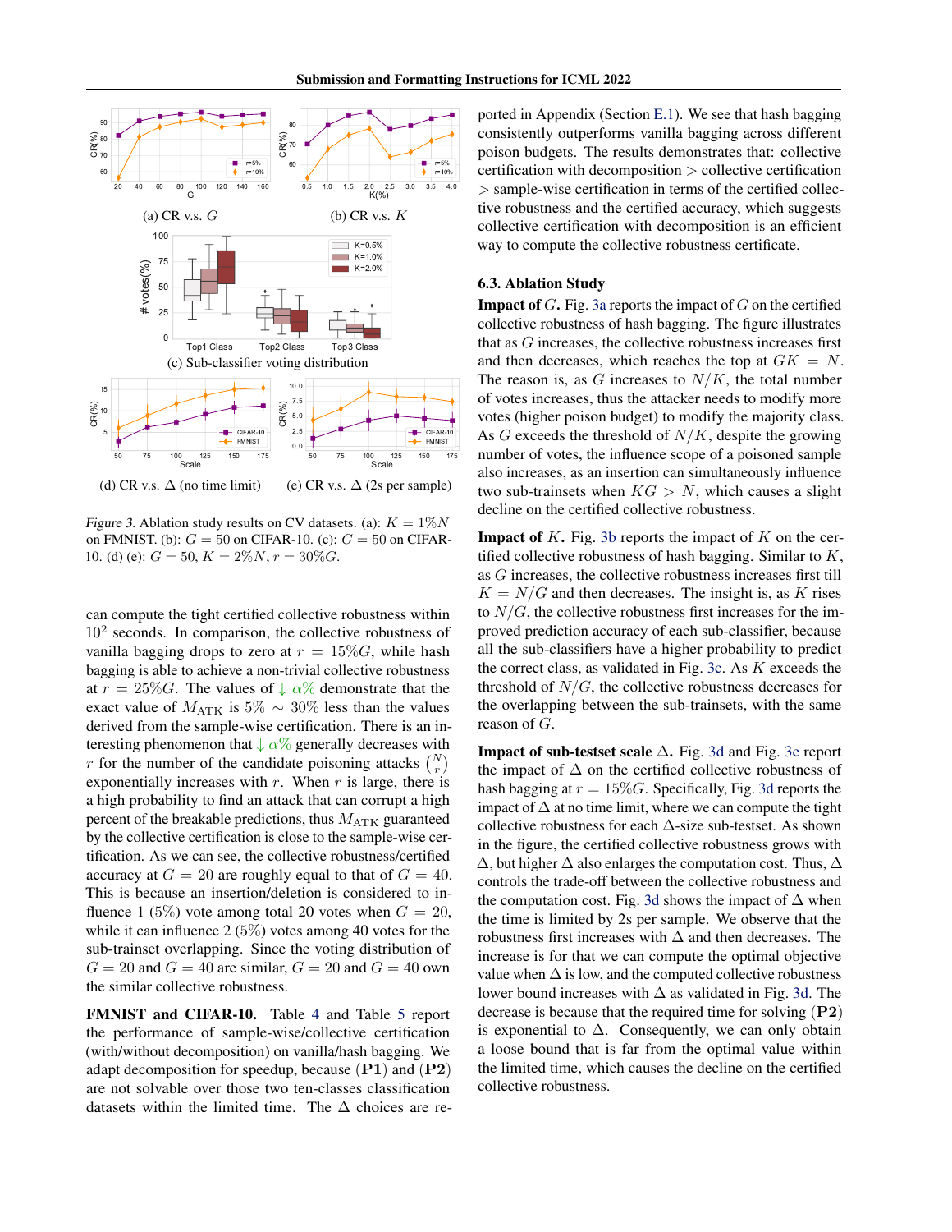*Figure 3.* Ablation study results on CV datasets. (a): $K = 1\%N$ on FMNIST. (b): $G = 50$ on CIFAR-10. (c): $G = 50$ on CIFAR-10. (d) (e): $G = 50$, $K = 2\%N$, $r = 30\%G$.

(a) CR v.s. $G$ (b) CR v.s. $K$ (c) Sub-classifier voting distribution (d) CR v.s. $\Delta$ (no time limit) (e) CR v.s. $\Delta$ (2s per sample)

can compute the tight certified collective robustness within $10^2$ seconds. In comparison, the collective robustness of vanilla bagging drops to zero at $r = 15\%G$, while hash bagging is able to achieve a non-trivial collective robustness at $r = 25\%G$. The values of $\downarrow \alpha\%$ demonstrate that the exact value of $M_{\text{ATK}}$ is $5\% \sim 30\%$ less than the values derived from the sample-wise certification. There is an interesting phenomenon that $\downarrow \alpha\%$ generally decreases with $r$ for the number of the candidate poisoning attacks $\binom{N}{r}$ exponentially increases with $r$. When $r$ is large, there is a high probability to find an attack that can corrupt a high percent of the breakable predictions, thus $M_{\text{ATK}}$ guaranteed by the collective certification is close to the sample-wise certification. As we can see, the collective robustness/certified accuracy at $G = 20$ are roughly equal to that of $G = 40$. This is because an insertion/deletion is considered to influence 1 (5%) vote among total 20 votes when $G = 20$, while it can influence 2 (5%) votes among 40 votes for the sub-trainset overlapping. Since the voting distribution of $G = 20$ and $G = 40$ are similar, $G = 20$ and $G = 40$ own the similar collective robustness.

**FMNIST and CIFAR-10.** Table 4 and Table 5 report the performance of sample-wise/collective certification (with/without decomposition) on vanilla/hash bagging. We adapt decomposition for speedup, because $(\mathbf{P1})$ and $(\mathbf{P2})$ are not solvable over those two ten-classes classification datasets within the limited time. The $\Delta$ choices are reported in Appendix (Section E.1). We see that hash bagging consistently outperforms vanilla bagging across different poison budgets. The results demonstrates that: collective certification with decomposition > collective certification > sample-wise certification in terms of the certified collective robustness and the certified accuracy, which suggests collective certification with decomposition is an efficient way to compute the collective robustness certificate.

### 6.3. Ablation Study

**Impact of $G$.** Fig. 3a reports the impact of $G$ on the certified collective robustness of hash bagging. The figure illustrates that as $G$ increases, the collective robustness increases first and then decreases, which reaches the top at $GK = N$. The reason is, as $G$ increases to $N/K$, the total number of votes increases, thus the attacker needs to modify more votes (higher poison budget) to modify the majority class. As $G$ exceeds the threshold of $N/K$, despite the growing number of votes, the influence scope of a poisoned sample also increases, as an insertion can simultaneously influence two sub-trainsets when $KG > N$, which causes a slight decline on the certified collective robustness.

**Impact of $K$.** Fig. 3b reports the impact of $K$ on the certified collective robustness of hash bagging. Similar to $K$, as $G$ increases, the collective robustness increases first till $K = N/G$ and then decreases. The insight is, as $K$ rises to $N/G$, the collective robustness first increases for the improved prediction accuracy of each sub-classifier, because all the sub-classifiers have a higher probability to predict the correct class, as validated in Fig. 3c. As $K$ exceeds the threshold of $N/G$, the collective robustness decreases for the overlapping between the sub-trainsets, with the same reason of $G$.

**Impact of sub-testset scale $\Delta$.** Fig. 3d and Fig. 3e report the impact of $\Delta$ on the certified collective robustness of hash bagging at $r = 15\%G$. Specifically, Fig. 3d reports the impact of $\Delta$ at no time limit, where we can compute the tight collective robustness for each $\Delta$-size sub-testset. As shown in the figure, the certified collective robustness grows with $\Delta$, but higher $\Delta$ also enlarges the computation cost. Thus, $\Delta$ controls the trade-off between the collective robustness and the computation cost. Fig. 3d shows the impact of $\Delta$ when the time is limited by 2s per sample. We observe that the robustness first increases with $\Delta$ and then decreases. The increase is for that we can compute the optimal objective value when $\Delta$ is low, and the computed collective robustness lower bound increases with $\Delta$ as validated in Fig. 3d. The decrease is because that the required time for solving $(\mathbf{P2})$ is exponential to $\Delta$. Consequently, we can only obtain a loose bound that is far from the optimal value within the limited time, which causes the decline on the certified collective robustness.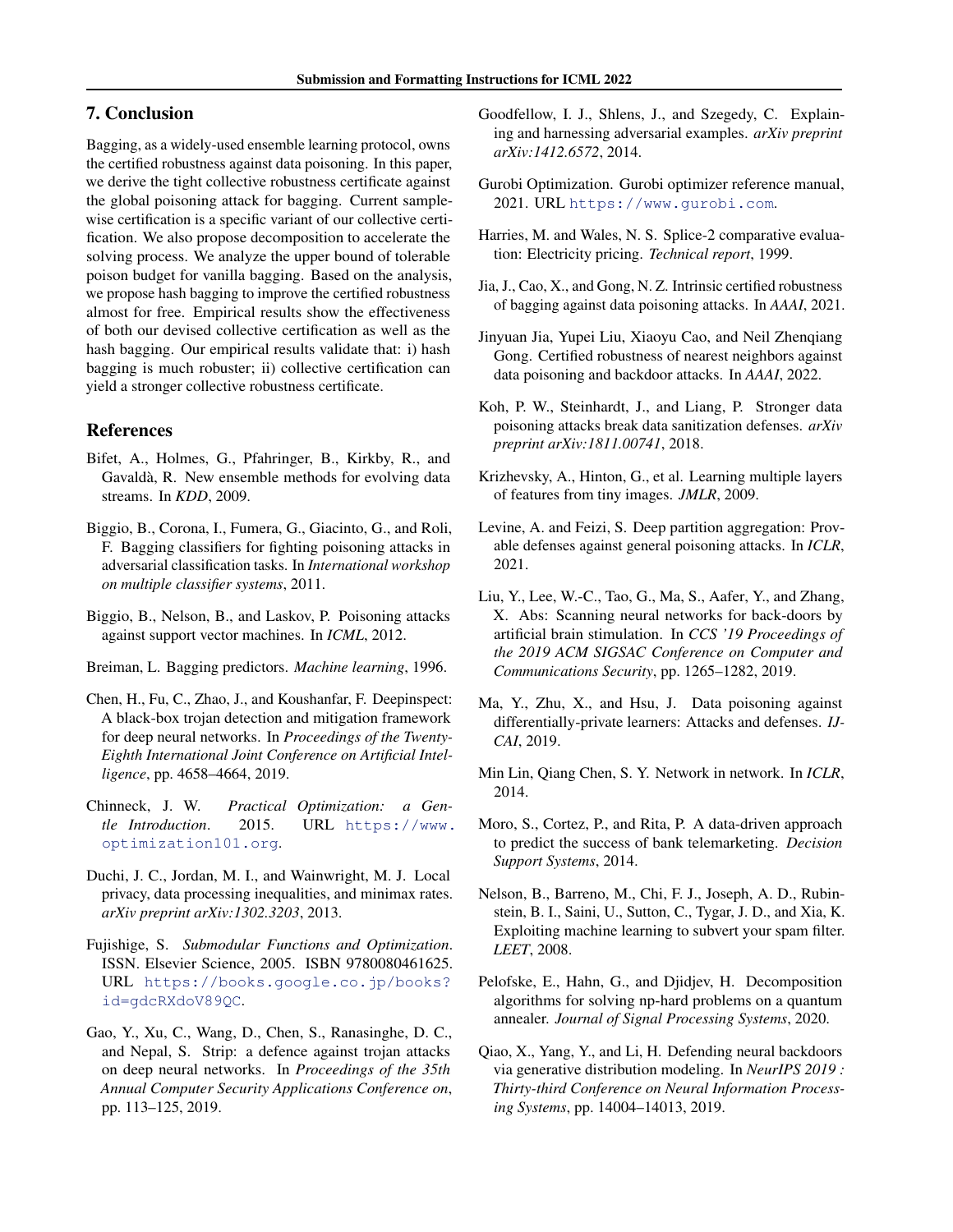## 7. Conclusion

Bagging, as a widely-used ensemble learning protocol, owns the certified robustness against data poisoning. In this paper, we derive the tight collective robustness certificate against the global poisoning attack for bagging. Current sample-wise certification is a specific variant of our collective certification. We also propose decomposition to accelerate the solving process. We analyze the upper bound of tolerable poison budget for vanilla bagging. Based on the analysis, we propose hash bagging to improve the certified robustness almost for free. Empirical results show the effectiveness of both our devised collective certification as well as the hash bagging. Our empirical results validate that: i) hash bagging is much robuster; ii) collective certification can yield a stronger collective robustness certificate.

## References

Bifet, A., Holmes, G., Pfahringer, B., Kirkby, R., and Gavaldà, R. New ensemble methods for evolving data streams. In *KDD*, 2009.

Biggio, B., Corona, I., Fumera, G., Giacinto, G., and Roli, F. Bagging classifiers for fighting poisoning attacks in adversarial classification tasks. In *International workshop on multiple classifier systems*, 2011.

Biggio, B., Nelson, B., and Laskov, P. Poisoning attacks against support vector machines. In *ICML*, 2012.

Breiman, L. Bagging predictors. *Machine learning*, 1996.

Chen, H., Fu, C., Zhao, J., and Koushanfar, F. Deepinspect: A black-box trojan detection and mitigation framework for deep neural networks. In *Proceedings of the Twenty-Eighth International Joint Conference on Artificial Intelligence*, pp. 4658–4664, 2019.

Chinneck, J. W. *Practical Optimization: a Gentle Introduction*. 2015. URL https://www.optimization101.org.

Duchi, J. C., Jordan, M. I., and Wainwright, M. J. Local privacy, data processing inequalities, and minimax rates. *arXiv preprint arXiv:1302.3203*, 2013.

Fujishige, S. *Submodular Functions and Optimization*. ISSN. Elsevier Science, 2005. ISBN 9780080461625. URL https://books.google.co.jp/books?id=gdcRXdoV89QC.

Gao, Y., Xu, C., Wang, D., Chen, S., Ranasinghe, D. C., and Nepal, S. Strip: a defence against trojan attacks on deep neural networks. In *Proceedings of the 35th Annual Computer Security Applications Conference on*, pp. 113–125, 2019.

Goodfellow, I. J., Shlens, J., and Szegedy, C. Explaining and harnessing adversarial examples. *arXiv preprint arXiv:1412.6572*, 2014.

Gurobi Optimization. Gurobi optimizer reference manual, 2021. URL https://www.gurobi.com.

Harries, M. and Wales, N. S. Splice-2 comparative evaluation: Electricity pricing. *Technical report*, 1999.

Jia, J., Cao, X., and Gong, N. Z. Intrinsic certified robustness of bagging against data poisoning attacks. In *AAAI*, 2021.

Jinyuan Jia, Yupei Liu, Xiaoyu Cao, and Neil Zhenqiang Gong. Certified robustness of nearest neighbors against data poisoning and backdoor attacks. In *AAAI*, 2022.

Koh, P. W., Steinhardt, J., and Liang, P. Stronger data poisoning attacks break data sanitization defenses. *arXiv preprint arXiv:1811.00741*, 2018.

Krizhevsky, A., Hinton, G., et al. Learning multiple layers of features from tiny images. *JMLR*, 2009.

Levine, A. and Feizi, S. Deep partition aggregation: Provable defenses against general poisoning attacks. In *ICLR*, 2021.

Liu, Y., Lee, W.-C., Tao, G., Ma, S., Aafer, Y., and Zhang, X. Abs: Scanning neural networks for back-doors by artificial brain stimulation. In *CCS '19 Proceedings of the 2019 ACM SIGSAC Conference on Computer and Communications Security*, pp. 1265–1282, 2019.

Ma, Y., Zhu, X., and Hsu, J. Data poisoning against differentially-private learners: Attacks and defenses. *IJCAI*, 2019.

Min Lin, Qiang Chen, S. Y. Network in network. In *ICLR*, 2014.

Moro, S., Cortez, P., and Rita, P. A data-driven approach to predict the success of bank telemarketing. *Decision Support Systems*, 2014.

Nelson, B., Barreno, M., Chi, F. J., Joseph, A. D., Rubinstein, B. I., Saini, U., Sutton, C., Tygar, J. D., and Xia, K. Exploiting machine learning to subvert your spam filter. *LEET*, 2008.

Pelofske, E., Hahn, G., and Djidjev, H. Decomposition algorithms for solving np-hard problems on a quantum annealer. *Journal of Signal Processing Systems*, 2020.

Qiao, X., Yang, Y., and Li, H. Defending neural backdoors via generative distribution modeling. In *NeurIPS 2019 : Thirty-third Conference on Neural Information Processing Systems*, pp. 14004–14013, 2019.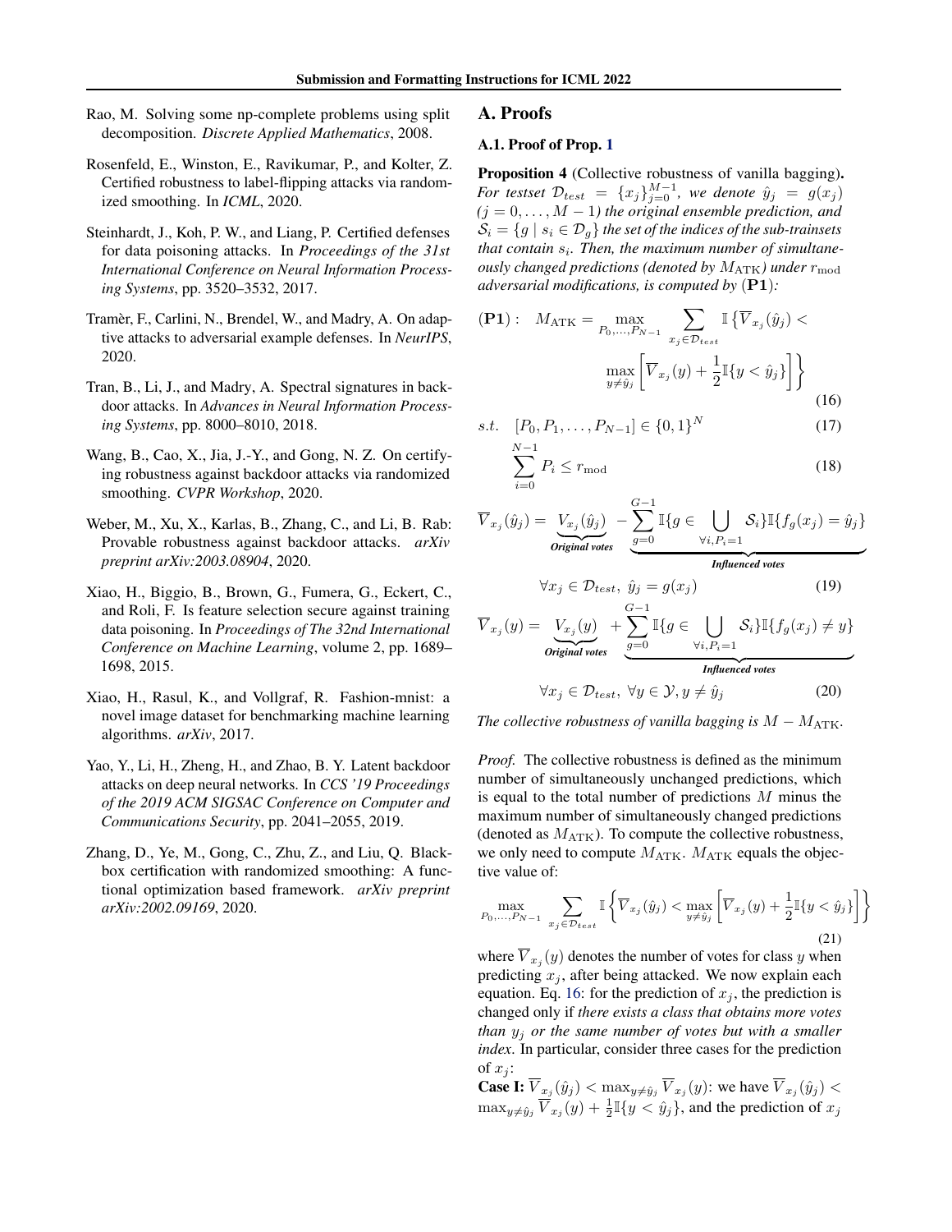Rao, M. Solving some np-complete problems using split decomposition. *Discrete Applied Mathematics*, 2008.

Rosenfeld, E., Winston, E., Ravikumar, P., and Kolter, Z. Certified robustness to label-flipping attacks via randomized smoothing. In *ICML*, 2020.

Steinhardt, J., Koh, P. W., and Liang, P. Certified defenses for data poisoning attacks. In *Proceedings of the 31st International Conference on Neural Information Processing Systems*, pp. 3520–3532, 2017.

Tramèr, F., Carlini, N., Brendel, W., and Madry, A. On adaptive attacks to adversarial example defenses. In *NeurIPS*, 2020.

Tran, B., Li, J., and Madry, A. Spectral signatures in backdoor attacks. In *Advances in Neural Information Processing Systems*, pp. 8000–8010, 2018.

Wang, B., Cao, X., Jia, J.-Y., and Gong, N. Z. On certifying robustness against backdoor attacks via randomized smoothing. *CVPR Workshop*, 2020.

Weber, M., Xu, X., Karlas, B., Zhang, C., and Li, B. Rab: Provable robustness against backdoor attacks. *arXiv preprint arXiv:2003.08904*, 2020.

Xiao, H., Biggio, B., Brown, G., Fumera, G., Eckert, C., and Roli, F. Is feature selection secure against training data poisoning. In *Proceedings of The 32nd International Conference on Machine Learning*, volume 2, pp. 1689–1698, 2015.

Xiao, H., Rasul, K., and Vollgraf, R. Fashion-mnist: a novel image dataset for benchmarking machine learning algorithms. *arXiv*, 2017.

Yao, Y., Li, H., Zheng, H., and Zhao, B. Y. Latent backdoor attacks on deep neural networks. In *CCS '19 Proceedings of the 2019 ACM SIGSAC Conference on Computer and Communications Security*, pp. 2041–2055, 2019.

Zhang, D., Ye, M., Gong, C., Zhu, Z., and Liu, Q. Blackbox certification with randomized smoothing: A functional optimization based framework. *arXiv preprint arXiv:2002.09169*, 2020.

# A. Proofs

## A.1. Proof of Prop. 1

**Proposition 4** (Collective robustness of vanilla bagging)**.** *For testset $\mathcal{D}_{test} = \{x_j\}_{j=0}^{M-1}$, we denote $\hat{y}_j = g(x_j)$ $(j = 0, \ldots, M-1)$ the original ensemble prediction, and $\mathcal{S}_i = \{g \mid s_i \in \mathcal{D}_g\}$ the set of the indices of the sub-trainsets that contain $s_i$. Then, the maximum number of simultaneously changed predictions (denoted by $M_{\text{ATK}}$) under $r_{\text{mod}}$ adversarial modifications, is computed by* $(\mathbf{P1})$*:*

$$(\mathbf{P1}): \quad M_{\text{ATK}} = \max_{P_0,\ldots,P_{N-1}} \sum_{x_j \in \mathcal{D}_{test}} \mathbb{I}\left\{\overline{V}_{x_j}(\hat{y}_j) < \max_{y \neq \hat{y}_j}\left[\overline{V}_{x_j}(y) + \frac{1}{2}\mathbb{I}\{y < \hat{y}_j\}\right]\right\} \tag{16}$$

$$s.t. \quad [P_0, P_1, \ldots, P_{N-1}] \in \{0,1\}^N \tag{17}$$

$$\sum_{i=0}^{N-1} P_i \le r_{\text{mod}} \tag{18}$$

$$\overline{V}_{x_j}(\hat{y}_j) = \underbrace{V_{x_j}(\hat{y}_j)}_{\textit{Original votes}} - \underbrace{\sum_{g=0}^{G-1} \mathbb{I}\{g \in \bigcup_{\forall i, P_i = 1} \mathcal{S}_i\}\mathbb{I}\{f_g(x_j) = \hat{y}_j\}}_{\textit{Influenced votes}}$$

$$\forall x_j \in \mathcal{D}_{test},\ \hat{y}_j = g(x_j) \tag{19}$$

$$\overline{V}_{x_j}(y) = \underbrace{V_{x_j}(y)}_{\textit{Original votes}} + \underbrace{\sum_{g=0}^{G-1} \mathbb{I}\{g \in \bigcup_{\forall i, P_i = 1} \mathcal{S}_i\}\mathbb{I}\{f_g(x_j) \neq y\}}_{\textit{Influenced votes}}$$

$$\forall x_j \in \mathcal{D}_{test},\ \forall y \in \mathcal{Y}, y \neq \hat{y}_j \tag{20}$$

*The collective robustness of vanilla bagging is $M - M_{\text{ATK}}$.*

*Proof.* The collective robustness is defined as the minimum number of simultaneously unchanged predictions, which is equal to the total number of predictions $M$ minus the maximum number of simultaneously changed predictions (denoted as $M_{\text{ATK}}$). To compute the collective robustness, we only need to compute $M_{\text{ATK}}$. $M_{\text{ATK}}$ equals the objective value of:

$$\max_{P_0,\ldots,P_{N-1}} \sum_{x_j \in \mathcal{D}_{test}} \mathbb{I}\left\{\overline{V}_{x_j}(\hat{y}_j) < \max_{y \neq \hat{y}_j}\left[\overline{V}_{x_j}(y) + \frac{1}{2}\mathbb{I}\{y < \hat{y}_j\}\right]\right\} \tag{21}$$

where $\overline{V}_{x_j}(y)$ denotes the number of votes for class $y$ when predicting $x_j$, after being attacked. We now explain each equation. Eq. 16: for the prediction of $x_j$, the prediction is changed only if *there exists a class that obtains more votes than $y_j$ or the same number of votes but with a smaller index*. In particular, consider three cases for the prediction of $x_j$:

**Case I:** $\overline{V}_{x_j}(\hat{y}_j) < \max_{y \neq \hat{y}_j} \overline{V}_{x_j}(y)$: we have $\overline{V}_{x_j}(\hat{y}_j) < \max_{y \neq \hat{y}_j} \overline{V}_{x_j}(y) + \frac{1}{2}\mathbb{I}\{y < \hat{y}_j\}$, and the prediction of $x_j$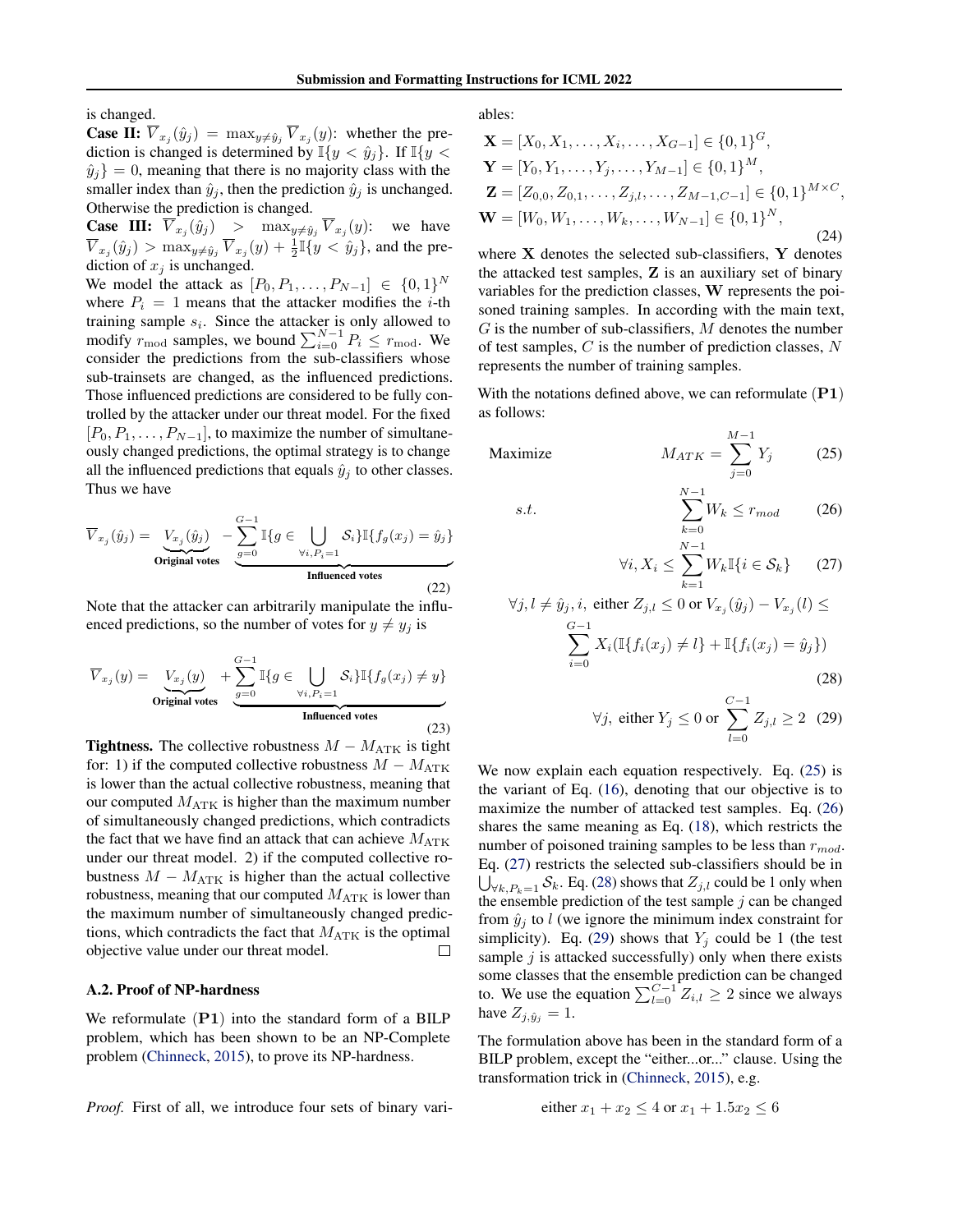is changed.

**Case II:** $\overline{V}_{x_j}(\hat{y}_j) = \max_{y \neq \hat{y}_j} \overline{V}_{x_j}(y)$: whether the prediction is changed is determined by $\mathbb{I}\{y < \hat{y}_j\}$. If $\mathbb{I}\{y < \hat{y}_j\} = 0$, meaning that there is no majority class with the smaller index than $\hat{y}_j$, then the prediction $\hat{y}_j$ is unchanged. Otherwise the prediction is changed.

**Case III:** $\overline{V}_{x_j}(\hat{y}_j) > \max_{y \neq \hat{y}_j} \overline{V}_{x_j}(y)$: we have $\overline{V}_{x_j}(\hat{y}_j) > \max_{y \neq \hat{y}_j} \overline{V}_{x_j}(y) + \frac{1}{2}\mathbb{I}\{y < \hat{y}_j\}$, and the prediction of $x_j$ is unchanged.

We model the attack as $[P_0, P_1, \dots, P_{N-1}] \in \{0,1\}^N$ where $P_i = 1$ means that the attacker modifies the $i$-th training sample $s_i$. Since the attacker is only allowed to modify $r_{\text{mod}}$ samples, we bound $\sum_{i=0}^{N-1} P_i \leq r_{\text{mod}}$. We consider the predictions from the sub-classifiers whose sub-trainsets are changed, as the influenced predictions. Those influenced predictions are considered to be fully controlled by the attacker under our threat model. For the fixed $[P_0, P_1, \dots, P_{N-1}]$, to maximize the number of simultaneously changed predictions, the optimal strategy is to change all the influenced predictions that equals $\hat{y}_j$ to other classes. Thus we have

$$\overline{V}_{x_j}(\hat{y}_j) = \underbrace{V_{x_j}(\hat{y}_j)}_{\text{Original votes}} \underbrace{- \sum_{g=0}^{G-1} \mathbb{I}\{g \in \bigcup_{\forall i, P_i=1} \mathcal{S}_i\}\mathbb{I}\{f_g(x_j) = \hat{y}_j\}}_{\text{Influenced votes}} \tag{22}$$

Note that the attacker can arbitrarily manipulate the influenced predictions, so the number of votes for $y \neq y_j$ is

$$\overline{V}_{x_j}(y) = \underbrace{V_{x_j}(y)}_{\text{Original votes}} \underbrace{+ \sum_{g=0}^{G-1} \mathbb{I}\{g \in \bigcup_{\forall i, P_i=1} \mathcal{S}_i\}\mathbb{I}\{f_g(x_j) \neq y\}}_{\text{Influenced votes}} \tag{23}$$

**Tightness.** The collective robustness $M - M_{\text{ATK}}$ is tight for: 1) if the computed collective robustness $M - M_{\text{ATK}}$ is lower than the actual collective robustness, meaning that our computed $M_{\text{ATK}}$ is higher than the maximum number of simultaneously changed predictions, which contradicts the fact that we have find an attack that can achieve $M_{\text{ATK}}$ under our threat model. 2) if the computed collective robustness $M - M_{\text{ATK}}$ is higher than the actual collective robustness, meaning that our computed $M_{\text{ATK}}$ is lower than the maximum number of simultaneously changed predictions, which contradicts the fact that $M_{\text{ATK}}$ is the optimal objective value under our threat model. □

### A.2. Proof of NP-hardness

We reformulate $(\mathbf{P1})$ into the standard form of a BILP problem, which has been shown to be an NP-Complete problem (Chinneck, 2015), to prove its NP-hardness.

*Proof.* First of all, we introduce four sets of binary variables:

$$\begin{aligned}
\mathbf{X} &= [X_0, X_1, \dots, X_i, \dots, X_{G-1}] \in \{0,1\}^G, \\
\mathbf{Y} &= [Y_0, Y_1, \dots, Y_j, \dots, Y_{M-1}] \in \{0,1\}^M, \\
\mathbf{Z} &= [Z_{0,0}, Z_{0,1}, \dots, Z_{j,l}, \dots, Z_{M-1,C-1}] \in \{0,1\}^{M \times C}, \\
\mathbf{W} &= [W_0, W_1, \dots, W_k, \dots, W_{N-1}] \in \{0,1\}^N,
\end{aligned} \tag{24}$$

where $\mathbf{X}$ denotes the selected sub-classifiers, $\mathbf{Y}$ denotes the attacked test samples, $\mathbf{Z}$ is an auxiliary set of binary variables for the prediction classes, $\mathbf{W}$ represents the poisoned training samples. In according with the main text, $G$ is the number of sub-classifiers, $M$ denotes the number of test samples, $C$ is the number of prediction classes, $N$ represents the number of training samples.

With the notations defined above, we can reformulate $(\mathbf{P1})$ as follows:

$$\text{Maximize} \qquad M_{ATK} = \sum_{j=0}^{M-1} Y_j \tag{25}$$

$$s.t. \qquad \sum_{k=0}^{N-1} W_k \leq r_{mod} \tag{26}$$

$$\forall i, X_i \leq \sum_{k=1}^{N-1} W_k \mathbb{I}\{i \in \mathcal{S}_k\} \tag{27}$$

$$\forall j, l \neq \hat{y}_j, i, \text{ either } Z_{j,l} \leq 0 \text{ or } V_{x_j}(\hat{y}_j) - V_{x_j}(l) \leq \sum_{i=0}^{G-1} X_i(\mathbb{I}\{f_i(x_j) \neq l\} + \mathbb{I}\{f_i(x_j) = \hat{y}_j\}) \tag{28}$$

$$\forall j, \text{ either } Y_j \leq 0 \text{ or } \sum_{l=0}^{C-1} Z_{j,l} \geq 2 \tag{29}$$

We now explain each equation respectively. Eq. (25) is the variant of Eq. (16), denoting that our objective is to maximize the number of attacked test samples. Eq. (26) shares the same meaning as Eq. (18), which restricts the number of poisoned training samples to be less than $r_{mod}$. Eq. (27) restricts the selected sub-classifiers should be in $\bigcup_{\forall k, P_k=1} \mathcal{S}_k$. Eq. (28) shows that $Z_{j,l}$ could be 1 only when the ensemble prediction of the test sample $j$ can be changed from $\hat{y}_j$ to $l$ (we ignore the minimum index constraint for simplicity). Eq. (29) shows that $Y_j$ could be 1 (the test sample $j$ is attacked successfully) only when there exists some classes that the ensemble prediction can be changed to. We use the equation $\sum_{l=0}^{C-1} Z_{i,l} \geq 2$ since we always have $Z_{j,\hat{y}_j} = 1$.

The formulation above has been in the standard form of a BILP problem, except the "either...or..." clause. Using the transformation trick in (Chinneck, 2015), e.g.

$$\text{either } x_1 + x_2 \leq 4 \text{ or } x_1 + 1.5x_2 \leq 6$$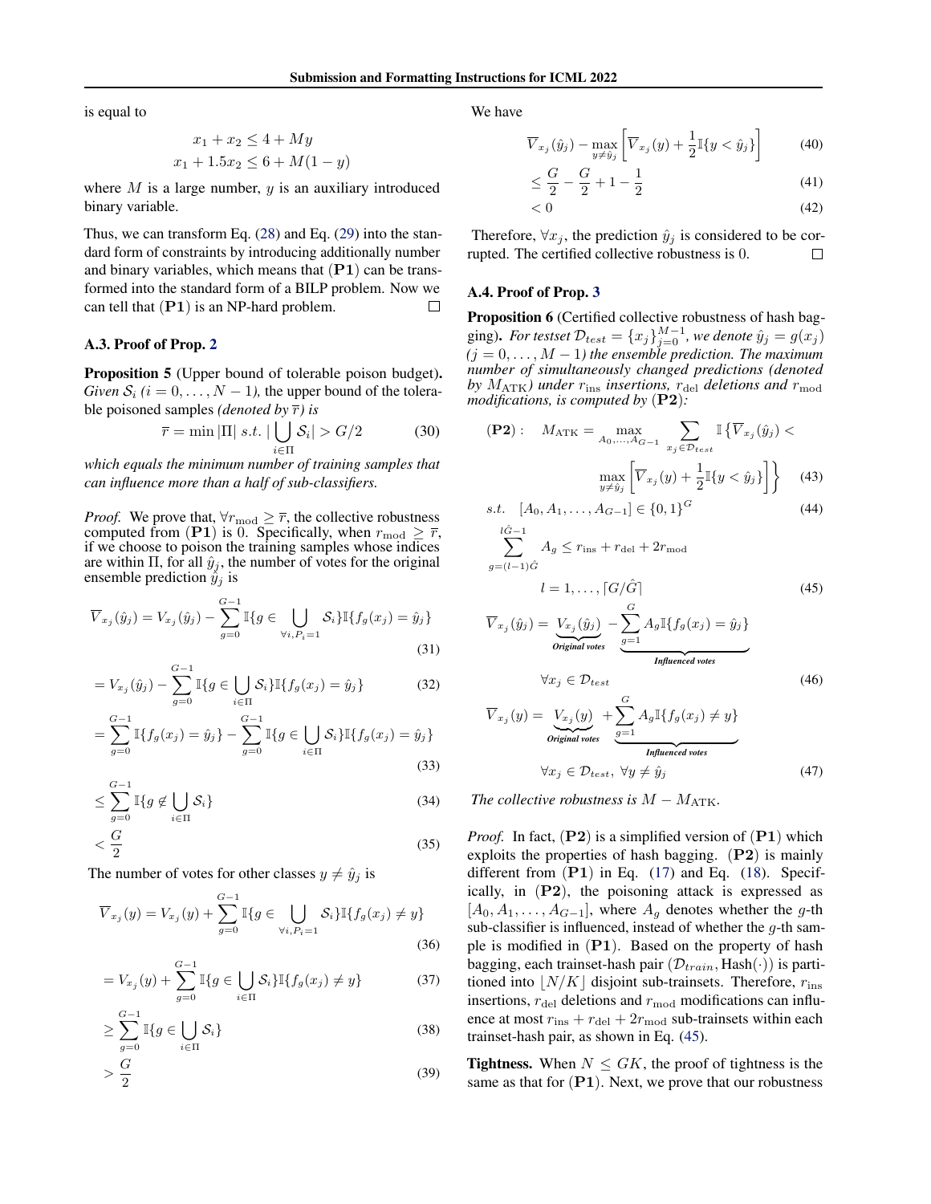is equal to

$$x_1 + x_2 \leq 4 + My$$
$$x_1 + 1.5x_2 \leq 6 + M(1-y)$$

where $M$ is a large number, $y$ is an auxiliary introduced binary variable.

Thus, we can transform Eq. (28) and Eq. (29) into the standard form of constraints by introducing additionally number and binary variables, which means that $(\mathbf{P1})$ can be transformed into the standard form of a BILP problem. Now we can tell that $(\mathbf{P1})$ is an NP-hard problem. □

### A.3. Proof of Prop. 2

**Proposition 5** (Upper bound of tolerable poison budget)**.** *Given $\mathcal{S}_i$ ($i = 0, \ldots, N-1$), the upper bound of the tolerable poisoned samples (denoted by $\overline{r}$) is*

$$\overline{r} = \min |\Pi| \ s.t. \ |\bigcup_{i \in \Pi} \mathcal{S}_i| > G/2 \tag{30}$$

*which equals the minimum number of training samples that can influence more than a half of sub-classifiers.*

*Proof.* We prove that, $\forall r_{\text{mod}} \geq \overline{r}$, the collective robustness computed from $(\mathbf{P1})$ is 0. Specifically, when $r_{\text{mod}} \geq \overline{r}$, if we choose to poison the training samples whose indices are within $\Pi$, for all $\hat{y}_j$, the number of votes for the original ensemble prediction $\hat{y}_j$ is

$$\overline{V}_{x_j}(\hat{y}_j) = V_{x_j}(\hat{y}_j) - \sum_{g=0}^{G-1} \mathbb{I}\{g \in \bigcup_{\forall i, P_i = 1} \mathcal{S}_i\} \mathbb{I}\{f_g(x_j) = \hat{y}_j\} \tag{31}$$

$$= V_{x_j}(\hat{y}_j) - \sum_{g=0}^{G-1} \mathbb{I}\{g \in \bigcup_{i \in \Pi} \mathcal{S}_i\} \mathbb{I}\{f_g(x_j) = \hat{y}_j\} \tag{32}$$

$$= \sum_{g=0}^{G-1} \mathbb{I}\{f_g(x_j) = \hat{y}_j\} - \sum_{g=0}^{G-1} \mathbb{I}\{g \in \bigcup_{i \in \Pi} \mathcal{S}_i\} \mathbb{I}\{f_g(x_j) = \hat{y}_j\} \tag{33}$$

$$\leq \sum_{g=0}^{G-1} \mathbb{I}\{g \notin \bigcup_{i \in \Pi} \mathcal{S}_i\} \tag{34}$$

$$< \frac{G}{2} \tag{35}$$

The number of votes for other classes $y \neq \hat{y}_j$ is

$$\overline{V}_{x_j}(y) = V_{x_j}(y) + \sum_{g=0}^{G-1} \mathbb{I}\{g \in \bigcup_{\forall i, P_i = 1} \mathcal{S}_i\} \mathbb{I}\{f_g(x_j) \neq y\} \tag{36}$$

$$= V_{x_j}(y) + \sum_{g=0}^{G-1} \mathbb{I}\{g \in \bigcup_{i \in \Pi} \mathcal{S}_i\} \mathbb{I}\{f_g(x_j) \neq y\} \tag{37}$$

$$\geq \sum_{g=0}^{G-1} \mathbb{I}\{g \in \bigcup_{i \in \Pi} \mathcal{S}_i\} \tag{38}$$

$$> \frac{G}{2} \tag{39}$$

We have

$$\overline{V}_{x_j}(\hat{y}_j) - \max_{y \neq \hat{y}_j} \left[ \overline{V}_{x_j}(y) + \frac{1}{2} \mathbb{I}\{y < \hat{y}_j\} \right] \tag{40}$$

$$\leq \frac{G}{2} - \frac{G}{2} + 1 - \frac{1}{2} \tag{41}$$

$$< 0 \tag{42}$$

Therefore, $\forall x_j$, the prediction $\hat{y}_j$ is considered to be corrupted. The certified collective robustness is 0. □

### A.4. Proof of Prop. 3

**Proposition 6** (Certified collective robustness of hash bagging)**.** *For testset $\mathcal{D}_{test} = \{x_j\}_{j=0}^{M-1}$, we denote $\hat{y}_j = g(x_j)$ ($j = 0, \ldots, M-1$) the ensemble prediction. The maximum number of simultaneously changed predictions (denoted by $M_{\text{ATK}}$) under $r_{\text{ins}}$ insertions, $r_{\text{del}}$ deletions and $r_{\text{mod}}$ modifications, is computed by* $(\mathbf{P2})$*:*

$$(\mathbf{P2}): \quad M_{\text{ATK}} = \max_{A_0, \ldots, A_{G-1}} \sum_{x_j \in \mathcal{D}_{test}} \mathbb{I}\Big\{\overline{V}_{x_j}(\hat{y}_j) < \max_{y \neq \hat{y}_j} \left[ \overline{V}_{x_j}(y) + \frac{1}{2} \mathbb{I}\{y < \hat{y}_j\} \right] \Big\} \tag{43}$$

$$s.t. \quad [A_0, A_1, \ldots, A_{G-1}] \in \{0, 1\}^G \tag{44}$$

$$\sum_{g=(l-1)\hat{G}}^{l\hat{G}-1} A_g \leq r_{\text{ins}} + r_{\text{del}} + 2r_{\text{mod}} \qquad l = 1, \ldots, \lceil G/\hat{G} \rceil \tag{45}$$

$$\overline{V}_{x_j}(\hat{y}_j) = \underbrace{V_{x_j}(\hat{y}_j)}_{\textit{Original votes}} - \underbrace{\sum_{g=1}^{G} A_g \mathbb{I}\{f_g(x_j) = \hat{y}_j\}}_{\textit{Influenced votes}} \qquad \forall x_j \in \mathcal{D}_{test} \tag{46}$$

$$\overline{V}_{x_j}(y) = \underbrace{V_{x_j}(y)}_{\textit{Original votes}} + \underbrace{\sum_{g=1}^{G} A_g \mathbb{I}\{f_g(x_j) \neq y\}}_{\textit{Influenced votes}} \qquad \forall x_j \in \mathcal{D}_{test}, \ \forall y \neq \hat{y}_j \tag{47}$$

*The collective robustness is $M - M_{\text{ATK}}$.*

*Proof.* In fact, $(\mathbf{P2})$ is a simplified version of $(\mathbf{P1})$ which exploits the properties of hash bagging. $(\mathbf{P2})$ is mainly different from $(\mathbf{P1})$ in Eq. (17) and Eq. (18). Specifically, in $(\mathbf{P2})$, the poisoning attack is expressed as $[A_0, A_1, \ldots, A_{G-1}]$, where $A_g$ denotes whether the $g$-th sub-classifier is influenced, instead of whether the $g$-th sample is modified in $(\mathbf{P1})$. Based on the property of hash bagging, each trainset-hash pair $(\mathcal{D}_{train}, \text{Hash}(\cdot))$ is partitioned into $\lfloor N/K \rfloor$ disjoint sub-trainsets. Therefore, $r_{\text{ins}}$ insertions, $r_{\text{del}}$ deletions and $r_{\text{mod}}$ modifications can influence at most $r_{\text{ins}} + r_{\text{del}} + 2r_{\text{mod}}$ sub-trainsets within each trainset-hash pair, as shown in Eq. (45).

**Tightness.** When $N \leq GK$, the proof of tightness is the same as that for $(\mathbf{P1})$. Next, we prove that our robustness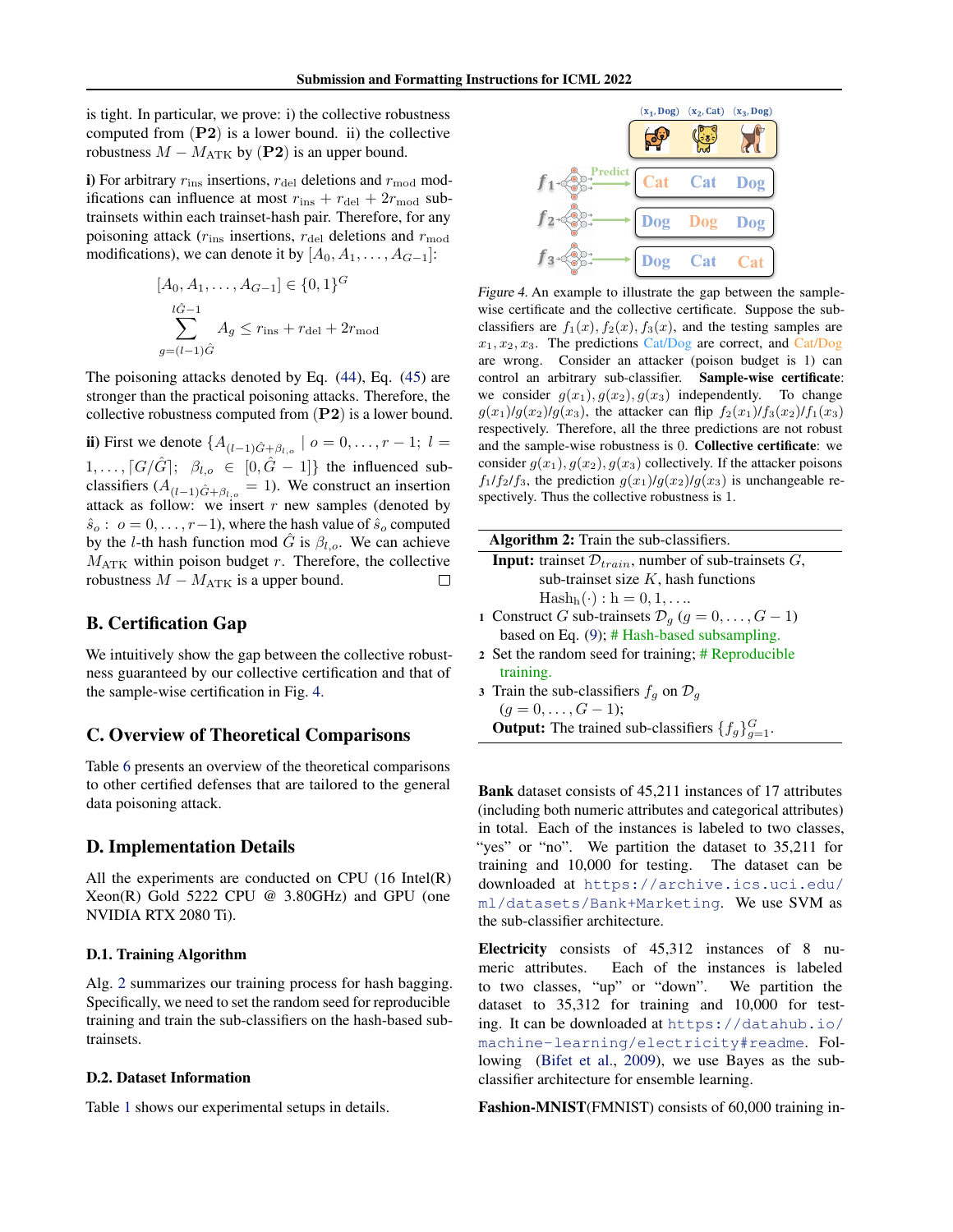is tight. In particular, we prove: i) the collective robustness computed from (**P2**) is a lower bound. ii) the collective robustness $M - M_{\text{ATK}}$ by (**P2**) is an upper bound.

**i)** For arbitrary $r_{\text{ins}}$ insertions, $r_{\text{del}}$ deletions and $r_{\text{mod}}$ modifications can influence at most $r_{\text{ins}} + r_{\text{del}} + 2r_{\text{mod}}$ sub-trainsets within each trainset-hash pair. Therefore, for any poisoning attack ($r_{\text{ins}}$ insertions, $r_{\text{del}}$ deletions and $r_{\text{mod}}$ modifications), we can denote it by $[A_0, A_1, \ldots, A_{G-1}]$:

$$[A_0, A_1, \ldots, A_{G-1}] \in \{0,1\}^G$$

$$\sum_{g=(l-1)\hat{G}}^{l\hat{G}-1} A_g \leq r_{\text{ins}} + r_{\text{del}} + 2r_{\text{mod}}$$

The poisoning attacks denoted by Eq. (44), Eq. (45) are stronger than the practical poisoning attacks. Therefore, the collective robustness computed from (**P2**) is a lower bound.

**ii)** First we denote $\{A_{(l-1)\hat{G}+\beta_{l,o}} \mid o = 0, \ldots, r-1;\ l = 1, \ldots, \lceil G/\hat{G} \rceil;\ \ \beta_{l,o} \in [0, \hat{G}-1]\}$ the influenced sub-classifiers ($A_{(l-1)\hat{G}+\beta_{l,o}} = 1$). We construct an insertion attack as follow: we insert $r$ new samples (denoted by $\hat{s}_o:\ o = 0, \ldots, r-1$), where the hash value of $\hat{s}_o$ computed by the $l$-th hash function mod $\hat{G}$ is $\beta_{l,o}$. We can achieve $M_{\text{ATK}}$ within poison budget $r$. Therefore, the collective robustness $M - M_{\text{ATK}}$ is a upper bound. □

## B. Certification Gap

We intuitively show the gap between the collective robustness guaranteed by our collective certification and that of the sample-wise certification in Fig. 4.

*Figure 4.* An example to illustrate the gap between the sample-wise certificate and the collective certificate. Suppose the sub-classifiers are $f_1(x), f_2(x), f_3(x)$, and the testing samples are $x_1, x_2, x_3$. The predictions Cat/Dog are correct, and Cat/Dog are wrong. Consider an attacker (poison budget is 1) can control an arbitrary sub-classifier. **Sample-wise certificate**: we consider $g(x_1), g(x_2), g(x_3)$ independently. To change $g(x_1)/g(x_2)/g(x_3)$, the attacker can flip $f_2(x_1)/f_3(x_2)/f_1(x_3)$ respectively. Therefore, all the three predictions are not robust and the sample-wise robustness is 0. **Collective certificate**: we consider $g(x_1), g(x_2), g(x_3)$ collectively. If the attacker poisons $f_1/f_2/f_3$, the prediction $g(x_1)/g(x_2)/g(x_3)$ is unchangeable respectively. Thus the collective robustness is 1.

## C. Overview of Theoretical Comparisons

Table 6 presents an overview of the theoretical comparisons to other certified defenses that are tailored to the general data poisoning attack.

## D. Implementation Details

All the experiments are conducted on CPU (16 Intel(R) Xeon(R) Gold 5222 CPU @ 3.80GHz) and GPU (one NVIDIA RTX 2080 Ti).

### D.1. Training Algorithm

Alg. 2 summarizes our training process for hash bagging. Specifically, we need to set the random seed for reproducible training and train the sub-classifiers on the hash-based sub-trainsets.

**Algorithm 2:** Train the sub-classifiers.

**Input:** trainset $\mathcal{D}_{train}$, number of sub-trainsets $G$, sub-trainset size $K$, hash functions $\text{Hash}_{\text{h}}(\cdot) : \text{h} = 0, 1, \ldots$.

1. Construct $G$ sub-trainsets $\mathcal{D}_g$ ($g = 0, \ldots, G-1$) based on Eq. (9); # Hash-based subsampling.
2. Set the random seed for training; # Reproducible training.
3. Train the sub-classifiers $f_g$ on $\mathcal{D}_g$ ($g = 0, \ldots, G-1$);

**Output:** The trained sub-classifiers $\{f_g\}_{g=1}^{G}$.

### D.2. Dataset Information

Table 1 shows our experimental setups in details.

**Bank** dataset consists of 45,211 instances of 17 attributes (including both numeric attributes and categorical attributes) in total. Each of the instances is labeled to two classes, "yes" or "no". We partition the dataset to 35,211 for training and 10,000 for testing. The dataset can be downloaded at https://archive.ics.uci.edu/ml/datasets/Bank+Marketing. We use SVM as the sub-classifier architecture.

**Electricity** consists of 45,312 instances of 8 numeric attributes. Each of the instances is labeled to two classes, "up" or "down". We partition the dataset to 35,312 for training and 10,000 for testing. It can be downloaded at https://datahub.io/machine-learning/electricity#readme. Following (Bifet et al., 2009), we use Bayes as the sub-classifier architecture for ensemble learning.

**Fashion-MNIST**(FMNIST) consists of 60,000 training in-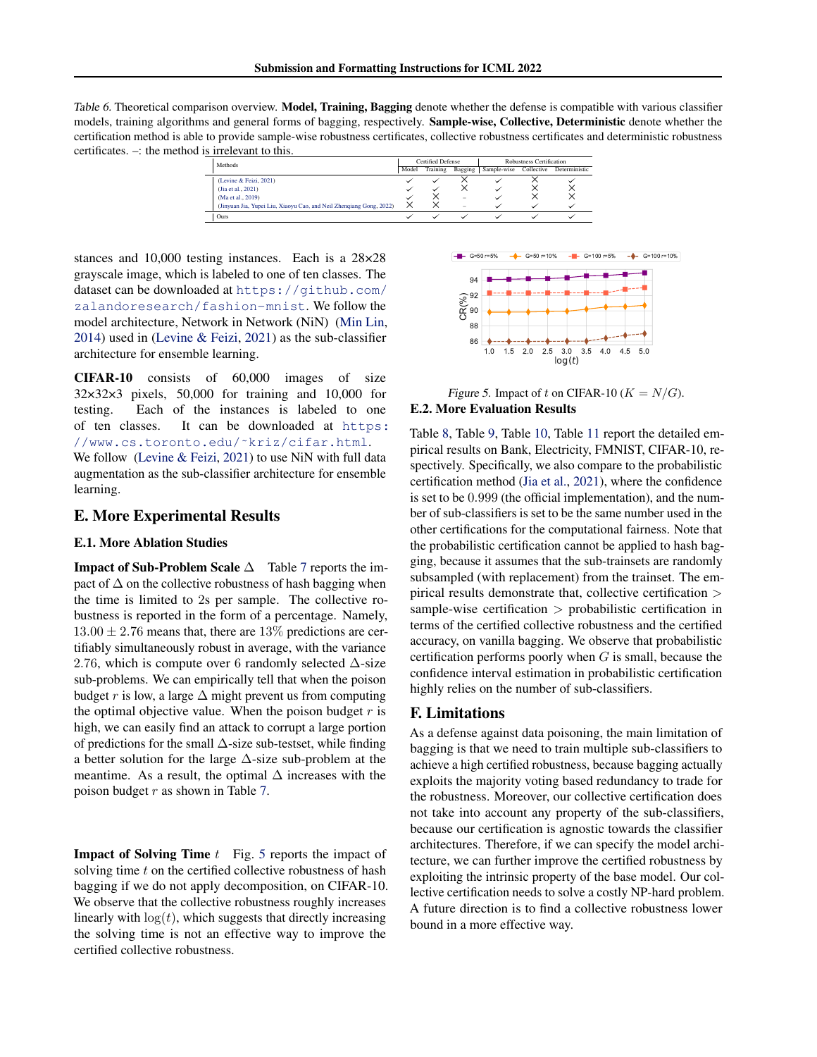Table 6. Theoretical comparison overview. **Model, Training, Bagging** denote whether the defense is compatible with various classifier models, training algorithms and general forms of bagging, respectively. **Sample-wise, Collective, Deterministic** denote whether the certification method is able to provide sample-wise robustness certificates, collective robustness certificates and deterministic robustness certificates. –: the method is irrelevant to this.

| Methods | Certified Defense | | | Robustness Certification | | |
|---|---|---|---|---|---|---|
| | Model | Training | Bagging | Sample-wise | Collective | Deterministic |
| (Levine & Feizi, 2021) | ✓ | ✓ | × | ✓ | × | ✓ |
| (Jia et al., 2021) | ✓ | ✓ | × | ✓ | × | × |
| (Ma et al., 2019) | ✓ | × | – | ✓ | × | × |
| (Jinyuan Jia, Yupei Liu, Xiaoyu Cao, and Neil Zhenqiang Gong, 2022) | × | × | – | ✓ | ✓ | ✓ |
| Ours | ✓ | ✓ | ✓ | ✓ | ✓ | ✓ |

stances and 10,000 testing instances. Each is a 28×28 grayscale image, which is labeled to one of ten classes. The dataset can be downloaded at https://github.com/zalandoresearch/fashion-mnist. We follow the model architecture, Network in Network (NiN) (Min Lin, 2014) used in (Levine & Feizi, 2021) as the sub-classifier architecture for ensemble learning.

**CIFAR-10** consists of 60,000 images of size 32×32×3 pixels, 50,000 for training and 10,000 for testing. Each of the instances is labeled to one of ten classes. It can be downloaded at https://www.cs.toronto.edu/~kriz/cifar.html. We follow (Levine & Feizi, 2021) to use NiN with full data augmentation as the sub-classifier architecture for ensemble learning.

## E. More Experimental Results

### E.1. More Ablation Studies

**Impact of Sub-Problem Scale $\Delta$** Table 7 reports the impact of $\Delta$ on the collective robustness of hash bagging when the time is limited to 2s per sample. The collective robustness is reported in the form of a percentage. Namely, $13.00 \pm 2.76$ means that, there are $13\%$ predictions are certifiably simultaneously robust in average, with the variance $2.76$, which is compute over 6 randomly selected $\Delta$-size sub-problems. We can empirically tell that when the poison budget $r$ is low, a large $\Delta$ might prevent us from computing the optimal objective value. When the poison budget $r$ is high, we can easily find an attack to corrupt a large portion of predictions for the small $\Delta$-size sub-testset, while finding a better solution for the large $\Delta$-size sub-problem at the meantime. As a result, the optimal $\Delta$ increases with the poison budget $r$ as shown in Table 7.

**Impact of Solving Time $t$** Fig. 5 reports the impact of solving time $t$ on the certified collective robustness of hash bagging if we do not apply decomposition, on CIFAR-10. We observe that the collective robustness roughly increases linearly with $\log(t)$, which suggests that directly increasing the solving time is not an effective way to improve the certified collective robustness.

Figure 5. Impact of $t$ on CIFAR-10 ($K = N/G$).

### E.2. More Evaluation Results

Table 8, Table 9, Table 10, Table 11 report the detailed empirical results on Bank, Electricity, FMNIST, CIFAR-10, respectively. Specifically, we also compare to the probabilistic certification method (Jia et al., 2021), where the confidence is set to be $0.999$ (the official implementation), and the number of sub-classifiers is set to be the same number used in the other certifications for the computational fairness. Note that the probabilistic certification cannot be applied to hash bagging, because it assumes that the sub-trainsets are randomly subsampled (with replacement) from the trainset. The empirical results demonstrate that, collective certification $>$ sample-wise certification $>$ probabilistic certification in terms of the certified collective robustness and the certified accuracy, on vanilla bagging. We observe that probabilistic certification performs poorly when $G$ is small, because the confidence interval estimation in probabilistic certification highly relies on the number of sub-classifiers.

## F. Limitations

As a defense against data poisoning, the main limitation of bagging is that we need to train multiple sub-classifiers to achieve a high certified robustness, because bagging actually exploits the majority voting based redundancy to trade for the robustness. Moreover, our collective certification does not take into account any property of the sub-classifiers, because our certification is agnostic towards the classifier architectures. Therefore, if we can specify the model architecture, we can further improve the certified robustness by exploiting the intrinsic property of the base model. Our collective certification needs to solve a costly NP-hard problem. A future direction is to find a collective robustness lower bound in a more effective way.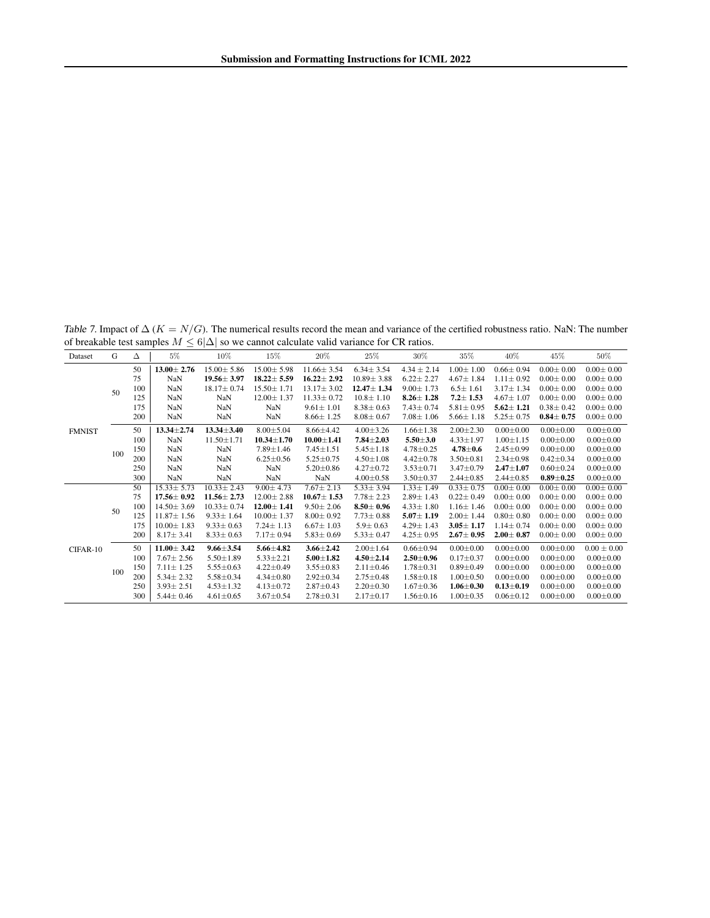Table 7. Impact of $\Delta$ ($K = N/G$). The numerical results record the mean and variance of the certified robustness ratio. NaN: The number of breakable test samples $M \leq 6|\Delta|$ so we cannot calculate valid variance for CR ratios.

| Dataset | G | $\Delta$ | 5% | 10% | 15% | 20% | 25% | 30% | 35% | 40% | 45% | 50% |
|---|---|---|---|---|---|---|---|---|---|---|---|---|
| FMNIST | 50 | 50 | **13.00± 2.76** | 15.00± 5.86 | 15.00± 5.98 | 11.66± 3.54 | 6.34± 3.54 | 4.34 ± 2.14 | 1.00± 1.00 | 0.66± 0.94 | 0.00± 0.00 | 0.00± 0.00 |
| | | 75 | NaN | **19.56± 3.97** | **18.22± 5.59** | **16.22± 2.92** | 10.89± 3.88 | 6.22± 2.27 | 4.67± 1.84 | 1.11± 0.92 | 0.00± 0.00 | 0.00± 0.00 |
| | | 100 | NaN | 18.17± 0.74 | 15.50± 1.71 | 13.17± 3.02 | **12.47± 1.34** | 9.00± 1.73 | 6.5± 1.61 | 3.17± 1.34 | 0.00± 0.00 | 0.00± 0.00 |
| | | 125 | NaN | NaN | 12.00± 1.37 | 11.33± 0.72 | 10.8± 1.10 | **8.26± 1.28** | **7.2± 1.53** | 4.67± 1.07 | 0.00± 0.00 | 0.00± 0.00 |
| | | 175 | NaN | NaN | NaN | 9.61± 1.01 | 8.38± 0.63 | 7.43± 0.74 | 5.81± 0.95 | **5.62± 1.21** | 0.38± 0.42 | 0.00± 0.00 |
| | | 200 | NaN | NaN | NaN | 8.66± 1.25 | 8.08± 0.67 | 7.08± 1.06 | 5.66± 1.18 | 5.25± 0.75 | **0.84± 0.75** | 0.00± 0.00 |
| | 100 | 50 | **13.34±2.74** | **13.34±3.40** | 8.00±5.04 | 8.66±4.42 | 4.00±3.26 | 1.66±1.38 | 2.00±2.30 | 0.00±0.00 | 0.00±0.00 | 0.00±0.00 |
| | | 100 | NaN | 11.50±1.71 | **10.34±1.70** | **10.00±1.41** | **7.84±2.03** | **5.50±3.0** | 4.33±1.97 | 1.00±1.15 | 0.00±0.00 | 0.00±0.00 |
| | | 150 | NaN | NaN | 7.89±1.46 | 7.45±1.51 | 5.45±1.18 | 4.78±0.25 | **4.78±0.6** | 2.45±0.99 | 0.00±0.00 | 0.00±0.00 |
| | | 200 | NaN | NaN | 6.25±0.56 | 5.25±0.75 | 4.50±1.08 | 4.42±0.78 | 3.50±0.81 | 2.34±0.98 | 0.42±0.34 | 0.00±0.00 |
| | | 250 | NaN | NaN | NaN | 5.20±0.86 | 4.27±0.72 | 3.53±0.71 | 3.47±0.79 | **2.47±1.07** | 0.60±0.24 | 0.00±0.00 |
| | | 300 | NaN | NaN | NaN | NaN | 4.00±0.58 | 3.50±0.37 | 2.44±0.85 | 2.44±0.85 | **0.89±0.25** | 0.00±0.00 |
| CIFAR-10 | 50 | 50 | 15.33± 5.73 | 10.33± 2.43 | 9.00± 4.73 | 7.67± 2.13 | 5.33± 3.94 | 1.33± 1.49 | 0.33± 0.75 | 0.00± 0.00 | 0.00± 0.00 | 0.00± 0.00 |
| | | 75 | **17.56± 0.92** | **11.56± 2.73** | 12.00± 2.88 | **10.67± 1.53** | 7.78± 2.23 | 2.89± 1.43 | 0.22± 0.49 | 0.00± 0.00 | 0.00± 0.00 | 0.00± 0.00 |
| | | 100 | 14.50± 3.69 | 10.33± 0.74 | **12.00± 1.41** | 9.50± 2.06 | **8.50± 0.96** | 4.33± 1.80 | 1.16± 1.46 | 0.00± 0.00 | 0.00± 0.00 | 0.00± 0.00 |
| | | 125 | 11.87± 1.56 | 9.33± 1.64 | 10.00± 1.37 | 8.00± 0.92 | 7.73± 0.88 | **5.07± 1.19** | 2.00± 1.44 | 0.80± 0.80 | 0.00± 0.00 | 0.00± 0.00 |
| | | 175 | 10.00± 1.83 | 9.33± 0.63 | 7.24± 1.13 | 6.67± 1.03 | 5.9± 0.63 | 4.29± 1.43 | **3.05± 1.17** | 1.14± 0.74 | 0.00± 0.00 | 0.00± 0.00 |
| | | 200 | 8.17± 3.41 | 8.33± 0.63 | 7.17± 0.94 | 5.83± 0.69 | 5.33± 0.47 | 4.25± 0.95 | **2.67± 0.95** | **2.00± 0.87** | 0.00± 0.00 | 0.00± 0.00 |
| | 100 | 50 | **11.00± 3.42** | **9.66±3.54** | **5.66±4.82** | **3.66±2.42** | 2.00±1.64 | 0.66±0.94 | 0.00±0.00 | 0.00±0.00 | 0.00±0.00 | 0.00 ± 0.00 |
| | | 100 | 7.67± 2.56 | 5.50±1.89 | 5.33±2.21 | **5.00±1.82** | **4.50±2.14** | **2.50±0.96** | 0.17±0.37 | 0.00±0.00 | 0.00±0.00 | 0.00±0.00 |
| | | 150 | 7.11± 1.25 | 5.55±0.63 | 4.22±0.49 | 3.55±0.83 | 2.11±0.46 | 1.78±0.31 | 0.89±0.49 | 0.00±0.00 | 0.00±0.00 | 0.00±0.00 |
| | | 200 | 5.34± 2.32 | 5.58±0.34 | 4.34±0.80 | 2.92±0.34 | 2.75±0.48 | 1.58±0.18 | 1.00±0.50 | 0.00±0.00 | 0.00±0.00 | 0.00±0.00 |
| | | 250 | 3.93± 2.51 | 4.53±1.32 | 4.13±0.72 | 2.87±0.43 | 2.20±0.30 | 1.67±0.36 | **1.06±0.30** | **0.13±0.19** | 0.00±0.00 | 0.00±0.00 |
| | | 300 | 5.44± 0.46 | 4.61±0.65 | 3.67±0.54 | 2.78±0.31 | 2.17±0.17 | 1.56±0.16 | 1.00±0.35 | 0.06±0.12 | 0.00±0.00 | 0.00±0.00 |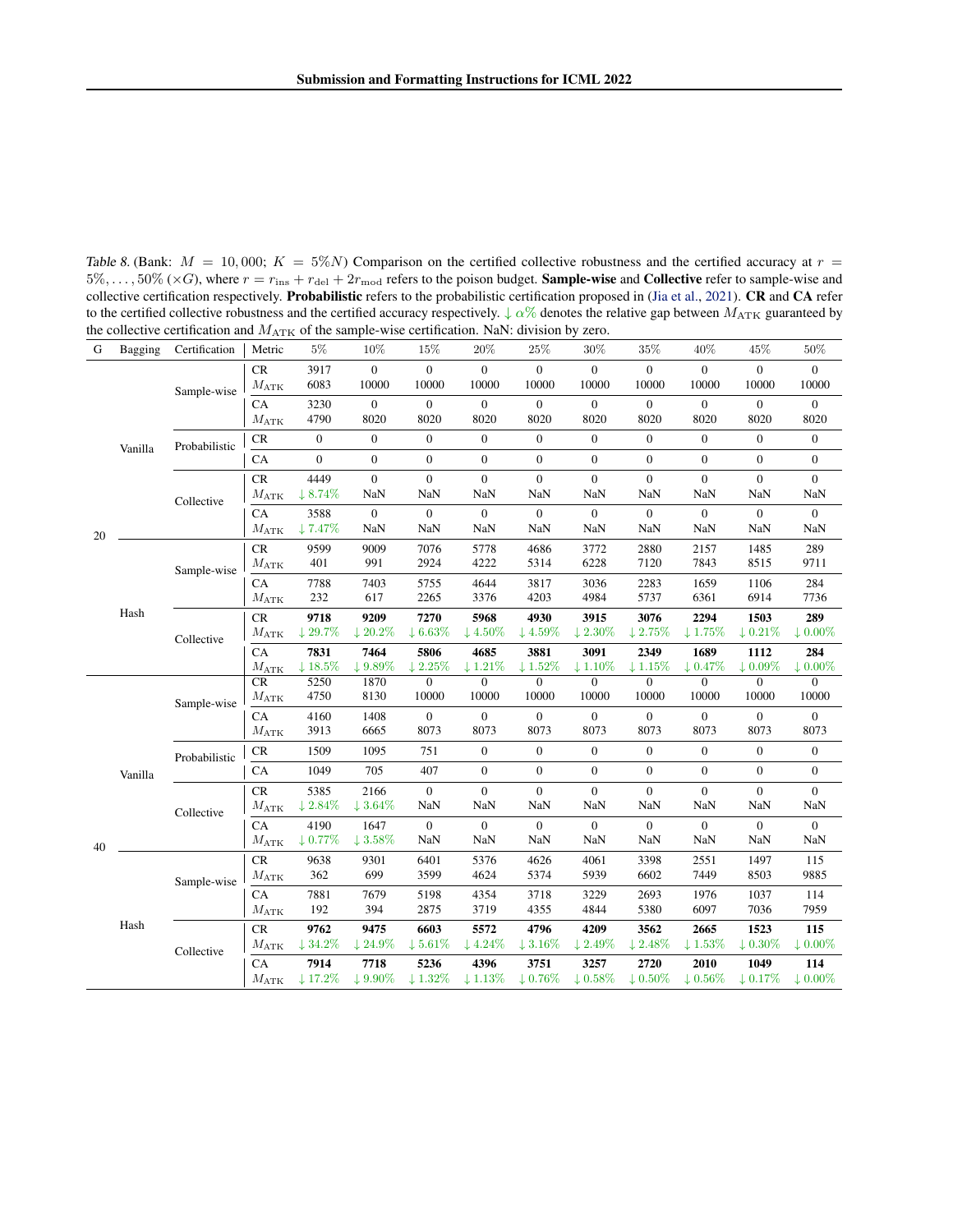*Table 8.* (Bank: $M = 10,000$; $K = 5\%N$) Comparison on the certified collective robustness and the certified accuracy at $r = 5\%, \ldots, 50\%$ ($\times G$), where $r = r_{\text{ins}} + r_{\text{del}} + 2r_{\text{mod}}$ refers to the poison budget. **Sample-wise** and **Collective** refer to sample-wise and collective certification respectively. **Probabilistic** refers to the probabilistic certification proposed in (Jia et al., 2021). **CR** and **CA** refer to the certified collective robustness and the certified accuracy respectively. $\downarrow \alpha\%$ denotes the relative gap between $M_{\text{ATK}}$ guaranteed by the collective certification and $M_{\text{ATK}}$ of the sample-wise certification. NaN: division by zero.

| G | Bagging | Certification | Metric | 5% | 10% | 15% | 20% | 25% | 30% | 35% | 40% | 45% | 50% |
|---|---|---|---|---|---|---|---|---|---|---|---|---|---|
| 20 | Vanilla | Sample-wise | CR | 3917 | 0 | 0 | 0 | 0 | 0 | 0 | 0 | 0 | 0 |
| | | | $M_{\text{ATK}}$ | 6083 | 10000 | 10000 | 10000 | 10000 | 10000 | 10000 | 10000 | 10000 | 10000 |
| | | | CA | 3230 | 0 | 0 | 0 | 0 | 0 | 0 | 0 | 0 | 0 |
| | | | $M_{\text{ATK}}$ | 4790 | 8020 | 8020 | 8020 | 8020 | 8020 | 8020 | 8020 | 8020 | 8020 |
| | | Probabilistic | CR | 0 | 0 | 0 | 0 | 0 | 0 | 0 | 0 | 0 | 0 |
| | | | CA | 0 | 0 | 0 | 0 | 0 | 0 | 0 | 0 | 0 | 0 |
| | | Collective | CR | 4449 | 0 | 0 | 0 | 0 | 0 | 0 | 0 | 0 | 0 |
| | | | $M_{\text{ATK}}$ | $\downarrow 8.74\%$ | NaN | NaN | NaN | NaN | NaN | NaN | NaN | NaN | NaN |
| | | | CA | 3588 | 0 | 0 | 0 | 0 | 0 | 0 | 0 | 0 | 0 |
| | | | $M_{\text{ATK}}$ | $\downarrow 7.47\%$ | NaN | NaN | NaN | NaN | NaN | NaN | NaN | NaN | NaN |
| | Hash | Sample-wise | CR | 9599 | 9009 | 7076 | 5778 | 4686 | 3772 | 2880 | 2157 | 1485 | 289 |
| | | | $M_{\text{ATK}}$ | 401 | 991 | 2924 | 4222 | 5314 | 6228 | 7120 | 7843 | 8515 | 9711 |
| | | | CA | 7788 | 7403 | 5755 | 4644 | 3817 | 3036 | 2283 | 1659 | 1106 | 284 |
| | | | $M_{\text{ATK}}$ | 232 | 617 | 2265 | 3376 | 4203 | 4984 | 5737 | 6361 | 6914 | 7736 |
| | | Collective | CR | **9718** | **9209** | **7270** | **5968** | **4930** | **3915** | **3076** | **2294** | **1503** | **289** |
| | | | $M_{\text{ATK}}$ | $\downarrow 29.7\%$ | $\downarrow 20.2\%$ | $\downarrow 6.63\%$ | $\downarrow 4.50\%$ | $\downarrow 4.59\%$ | $\downarrow 2.30\%$ | $\downarrow 2.75\%$ | $\downarrow 1.75\%$ | $\downarrow 0.21\%$ | $\downarrow 0.00\%$ |
| | | | CA | **7831** | **7464** | **5806** | **4685** | **3881** | **3091** | **2349** | **1689** | **1112** | **284** |
| | | | $M_{\text{ATK}}$ | $\downarrow 18.5\%$ | $\downarrow 9.89\%$ | $\downarrow 2.25\%$ | $\downarrow 1.21\%$ | $\downarrow 1.52\%$ | $\downarrow 1.10\%$ | $\downarrow 1.15\%$ | $\downarrow 0.47\%$ | $\downarrow 0.09\%$ | $\downarrow 0.00\%$ |
| 40 | Vanilla | Sample-wise | CR | 5250 | 1870 | 0 | 0 | 0 | 0 | 0 | 0 | 0 | 0 |
| | | | $M_{\text{ATK}}$ | 4750 | 8130 | 10000 | 10000 | 10000 | 10000 | 10000 | 10000 | 10000 | 10000 |
| | | | CA | 4160 | 1408 | 0 | 0 | 0 | 0 | 0 | 0 | 0 | 0 |
| | | | $M_{\text{ATK}}$ | 3913 | 6665 | 8073 | 8073 | 8073 | 8073 | 8073 | 8073 | 8073 | 8073 |
| | | Probabilistic | CR | 1509 | 1095 | 751 | 0 | 0 | 0 | 0 | 0 | 0 | 0 |
| | | | CA | 1049 | 705 | 407 | 0 | 0 | 0 | 0 | 0 | 0 | 0 |
| | | Collective | CR | 5385 | 2166 | 0 | 0 | 0 | 0 | 0 | 0 | 0 | 0 |
| | | | $M_{\text{ATK}}$ | $\downarrow 2.84\%$ | $\downarrow 3.64\%$ | NaN | NaN | NaN | NaN | NaN | NaN | NaN | NaN |
| | | | CA | 4190 | 1647 | 0 | 0 | 0 | 0 | 0 | 0 | 0 | 0 |
| | | | $M_{\text{ATK}}$ | $\downarrow 0.77\%$ | $\downarrow 3.58\%$ | NaN | NaN | NaN | NaN | NaN | NaN | NaN | NaN |
| | Hash | Sample-wise | CR | 9638 | 9301 | 6401 | 5376 | 4626 | 4061 | 3398 | 2551 | 1497 | 115 |
| | | | $M_{\text{ATK}}$ | 362 | 699 | 3599 | 4624 | 5374 | 5939 | 6602 | 7449 | 8503 | 9885 |
| | | | CA | 7881 | 7679 | 5198 | 4354 | 3718 | 3229 | 2693 | 1976 | 1037 | 114 |
| | | | $M_{\text{ATK}}$ | 192 | 394 | 2875 | 3719 | 4355 | 4844 | 5380 | 6097 | 7036 | 7959 |
| | | Collective | CR | **9762** | **9475** | **6603** | **5572** | **4796** | **4209** | **3562** | **2665** | **1523** | **115** |
| | | | $M_{\text{ATK}}$ | $\downarrow 34.2\%$ | $\downarrow 24.9\%$ | $\downarrow 5.61\%$ | $\downarrow 4.24\%$ | $\downarrow 3.16\%$ | $\downarrow 2.49\%$ | $\downarrow 2.48\%$ | $\downarrow 1.53\%$ | $\downarrow 0.30\%$ | $\downarrow 0.00\%$ |
| | | | CA | **7914** | **7718** | **5236** | **4396** | **3751** | **3257** | **2720** | **2010** | **1049** | **114** |
| | | | $M_{\text{ATK}}$ | $\downarrow 17.2\%$ | $\downarrow 9.90\%$ | $\downarrow 1.32\%$ | $\downarrow 1.13\%$ | $\downarrow 0.76\%$ | $\downarrow 0.58\%$ | $\downarrow 0.50\%$ | $\downarrow 0.56\%$ | $\downarrow 0.17\%$ | $\downarrow 0.00\%$ |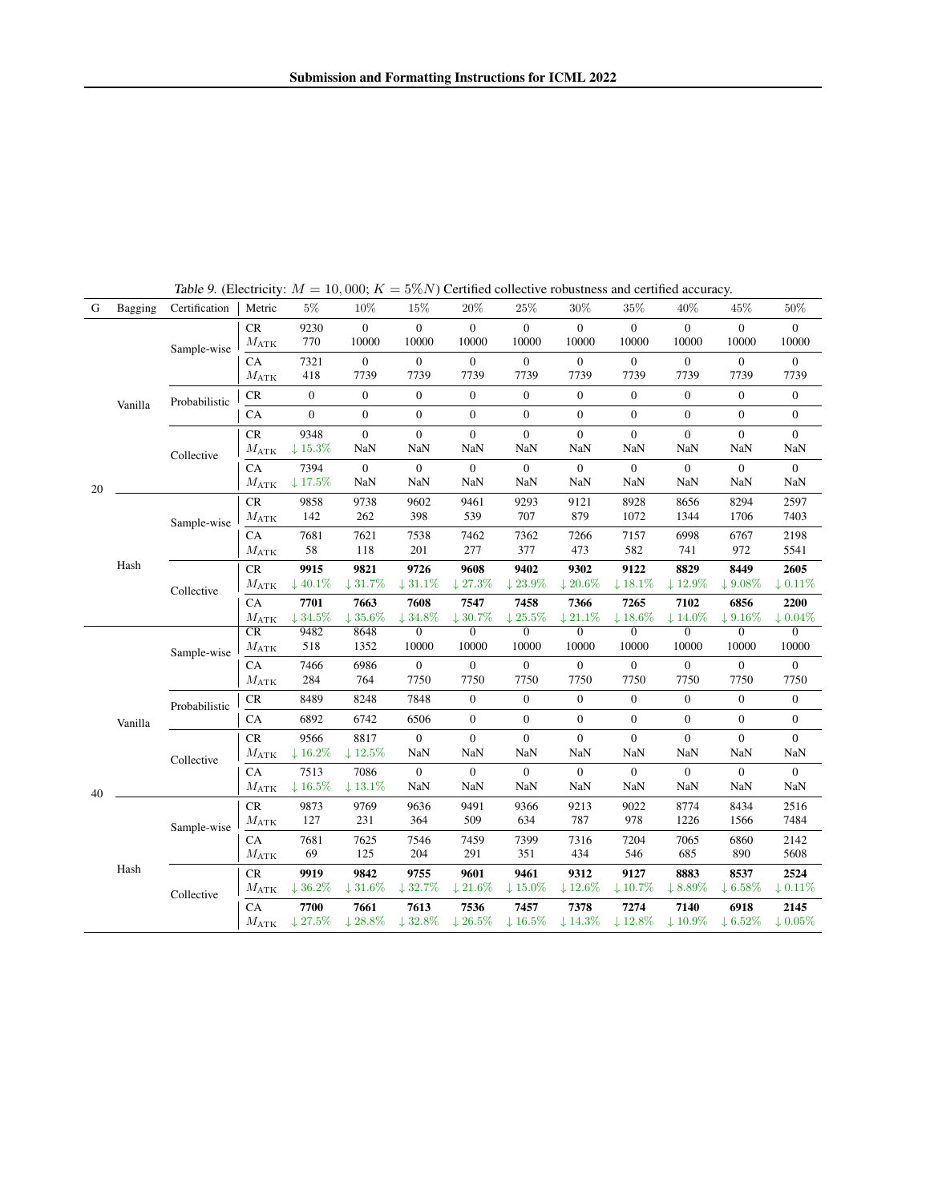Table 9. (Electricity: $M = 10,000$; $K = 5\%N$) Certified collective robustness and certified accuracy.

| G | Bagging | Certification | Metric | 5% | 10% | 15% | 20% | 25% | 30% | 35% | 40% | 45% | 50% |
|---|---|---|---|---|---|---|---|---|---|---|---|---|---|
| 20 | Vanilla | Sample-wise | CR | 9230 | 0 | 0 | 0 | 0 | 0 | 0 | 0 | 0 | 0 |
| | | | $M_{\text{ATK}}$ | 770 | 10000 | 10000 | 10000 | 10000 | 10000 | 10000 | 10000 | 10000 | 10000 |
| | | | CA | 7321 | 0 | 0 | 0 | 0 | 0 | 0 | 0 | 0 | 0 |
| | | | $M_{\text{ATK}}$ | 418 | 7739 | 7739 | 7739 | 7739 | 7739 | 7739 | 7739 | 7739 | 7739 |
| | | Probabilistic | CR | 0 | 0 | 0 | 0 | 0 | 0 | 0 | 0 | 0 | 0 |
| | | | CA | 0 | 0 | 0 | 0 | 0 | 0 | 0 | 0 | 0 | 0 |
| | | Collective | CR | 9348 | 0 | 0 | 0 | 0 | 0 | 0 | 0 | 0 | 0 |
| | | | $M_{\text{ATK}}$ | ↓15.3% | NaN | NaN | NaN | NaN | NaN | NaN | NaN | NaN | NaN |
| | | | CA | 7394 | 0 | 0 | 0 | 0 | 0 | 0 | 0 | 0 | 0 |
| | | | $M_{\text{ATK}}$ | ↓17.5% | NaN | NaN | NaN | NaN | NaN | NaN | NaN | NaN | NaN |
| | Hash | Sample-wise | CR | 9858 | 9738 | 9602 | 9461 | 9293 | 9121 | 8928 | 8656 | 8294 | 2597 |
| | | | $M_{\text{ATK}}$ | 142 | 262 | 398 | 539 | 707 | 879 | 1072 | 1344 | 1706 | 7403 |
| | | | CA | 7681 | 7621 | 7538 | 7462 | 7362 | 7266 | 7157 | 6998 | 6767 | 2198 |
| | | | $M_{\text{ATK}}$ | 58 | 118 | 201 | 277 | 377 | 473 | 582 | 741 | 972 | 5541 |
| | | Collective | CR | **9915** | **9821** | **9726** | **9608** | **9402** | **9302** | **9122** | **8829** | **8449** | **2605** |
| | | | $M_{\text{ATK}}$ | ↓40.1% | ↓31.7% | ↓31.1% | ↓27.3% | ↓23.9% | ↓20.6% | ↓18.1% | ↓12.9% | ↓9.08% | ↓0.11% |
| | | | CA | **7701** | **7663** | **7608** | **7547** | **7458** | **7366** | **7265** | **7102** | **6856** | **2200** |
| | | | $M_{\text{ATK}}$ | ↓34.5% | ↓35.6% | ↓34.8% | ↓30.7% | ↓25.5% | ↓21.1% | ↓18.6% | ↓14.0% | ↓9.16% | ↓0.04% |
| 40 | Vanilla | Sample-wise | CR | 9482 | 8648 | 0 | 0 | 0 | 0 | 0 | 0 | 0 | 0 |
| | | | $M_{\text{ATK}}$ | 518 | 1352 | 10000 | 10000 | 10000 | 10000 | 10000 | 10000 | 10000 | 10000 |
| | | | CA | 7466 | 6986 | 0 | 0 | 0 | 0 | 0 | 0 | 0 | 0 |
| | | | $M_{\text{ATK}}$ | 284 | 764 | 7750 | 7750 | 7750 | 7750 | 7750 | 7750 | 7750 | 7750 |
| | | Probabilistic | CR | 8489 | 8248 | 7848 | 0 | 0 | 0 | 0 | 0 | 0 | 0 |
| | | | CA | 6892 | 6742 | 6506 | 0 | 0 | 0 | 0 | 0 | 0 | 0 |
| | | Collective | CR | 9566 | 8817 | 0 | 0 | 0 | 0 | 0 | 0 | 0 | 0 |
| | | | $M_{\text{ATK}}$ | ↓16.2% | ↓12.5% | NaN | NaN | NaN | NaN | NaN | NaN | NaN | NaN |
| | | | CA | 7513 | 7086 | 0 | 0 | 0 | 0 | 0 | 0 | 0 | 0 |
| | | | $M_{\text{ATK}}$ | ↓16.5% | ↓13.1% | NaN | NaN | NaN | NaN | NaN | NaN | NaN | NaN |
| | Hash | Sample-wise | CR | 9873 | 9769 | 9636 | 9491 | 9366 | 9213 | 9022 | 8774 | 8434 | 2516 |
| | | | $M_{\text{ATK}}$ | 127 | 231 | 364 | 509 | 634 | 787 | 978 | 1226 | 1566 | 7484 |
| | | | CA | 7681 | 7625 | 7546 | 7459 | 7399 | 7316 | 7204 | 7065 | 6860 | 2142 |
| | | | $M_{\text{ATK}}$ | 69 | 125 | 204 | 291 | 351 | 434 | 546 | 685 | 890 | 5608 |
| | | Collective | CR | **9919** | **9842** | **9755** | **9601** | **9461** | **9312** | **9127** | **8883** | **8537** | **2524** |
| | | | $M_{\text{ATK}}$ | ↓36.2% | ↓31.6% | ↓32.7% | ↓21.6% | ↓15.0% | ↓12.6% | ↓10.7% | ↓8.89% | ↓6.58% | ↓0.11% |
| | | | CA | **7700** | **7661** | **7613** | **7536** | **7457** | **7378** | **7274** | **7140** | **6918** | **2145** |
| | | | $M_{\text{ATK}}$ | ↓27.5% | ↓28.8% | ↓32.8% | ↓26.5% | ↓16.5% | ↓14.3% | ↓12.8% | ↓10.9% | ↓6.52% | ↓0.05% |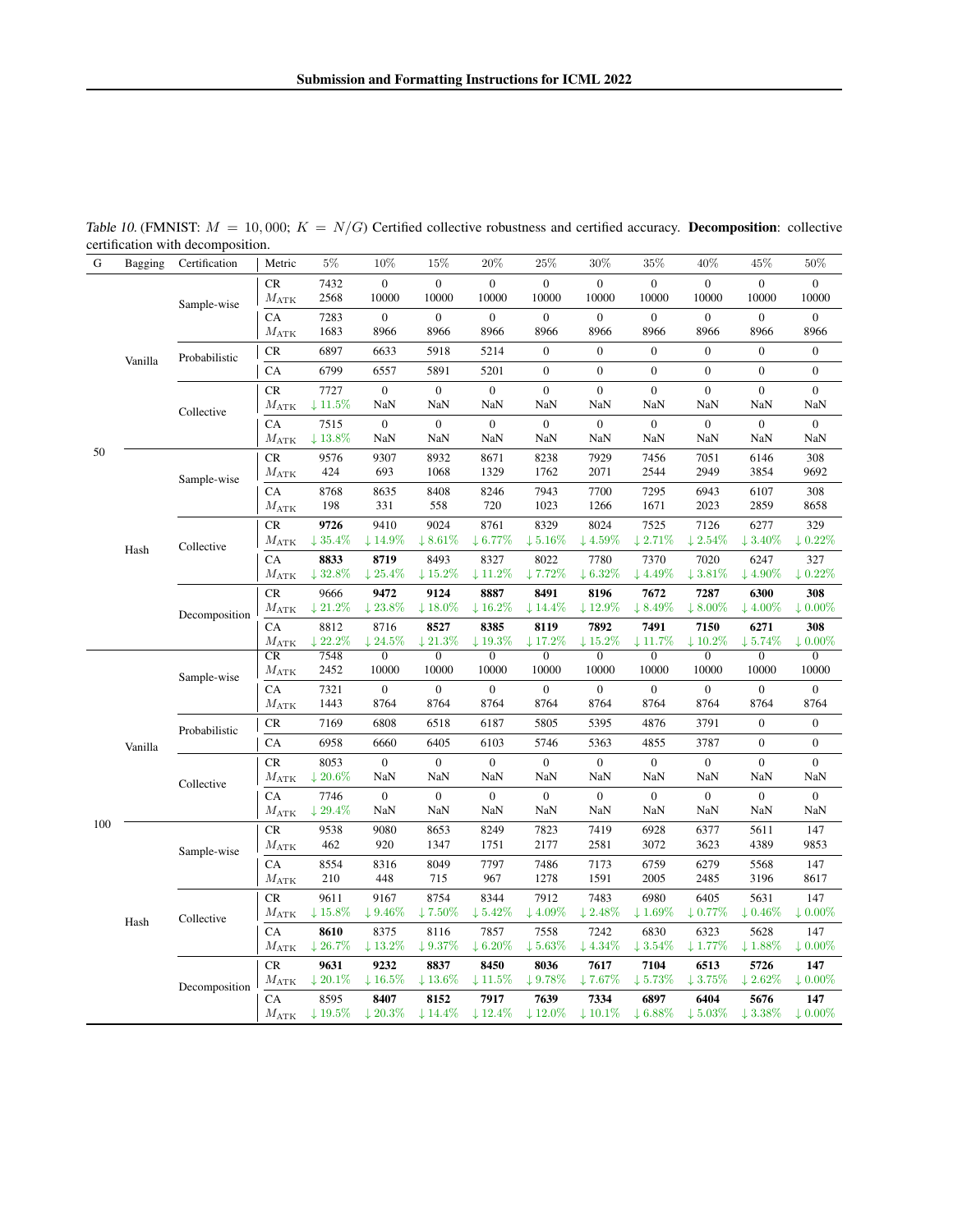Table 10. (FMNIST: $M = 10,000$; $K = N/G$) Certified collective robustness and certified accuracy. **Decomposition**: collective certification with decomposition.

| G | Bagging | Certification | Metric | 5% | 10% | 15% | 20% | 25% | 30% | 35% | 40% | 45% | 50% |
|---|---|---|---|---|---|---|---|---|---|---|---|---|---|
| 50 | Vanilla | Sample-wise | CR | 7432 | 0 | 0 | 0 | 0 | 0 | 0 | 0 | 0 | 0 |
| | | | $M_{\text{ATK}}$ | 2568 | 10000 | 10000 | 10000 | 10000 | 10000 | 10000 | 10000 | 10000 | 10000 |
| | | | CA | 7283 | 0 | 0 | 0 | 0 | 0 | 0 | 0 | 0 | 0 |
| | | | $M_{\text{ATK}}$ | 1683 | 8966 | 8966 | 8966 | 8966 | 8966 | 8966 | 8966 | 8966 | 8966 |
| | | Probabilistic | CR | 6897 | 6633 | 5918 | 5214 | 0 | 0 | 0 | 0 | 0 | 0 |
| | | | CA | 6799 | 6557 | 5891 | 5201 | 0 | 0 | 0 | 0 | 0 | 0 |
| | | Collective | CR | 7727 | 0 | 0 | 0 | 0 | 0 | 0 | 0 | 0 | 0 |
| | | | $M_{\text{ATK}}$ | ↓11.5% | NaN | NaN | NaN | NaN | NaN | NaN | NaN | NaN | NaN |
| | | | CA | 7515 | 0 | 0 | 0 | 0 | 0 | 0 | 0 | 0 | 0 |
| | | | $M_{\text{ATK}}$ | ↓13.8% | NaN | NaN | NaN | NaN | NaN | NaN | NaN | NaN | NaN |
| | Hash | Sample-wise | CR | 9576 | 9307 | 8932 | 8671 | 8238 | 7929 | 7456 | 7051 | 6146 | 308 |
| | | | $M_{\text{ATK}}$ | 424 | 693 | 1068 | 1329 | 1762 | 2071 | 2544 | 2949 | 3854 | 9692 |
| | | | CA | 8768 | 8635 | 8408 | 8246 | 7943 | 7700 | 7295 | 6943 | 6107 | 308 |
| | | | $M_{\text{ATK}}$ | 198 | 331 | 558 | 720 | 1023 | 1266 | 1671 | 2023 | 2859 | 8658 |
| | | Collective | CR | **9726** | 9410 | 9024 | 8761 | 8329 | 8024 | 7525 | 7126 | 6277 | 329 |
| | | | $M_{\text{ATK}}$ | ↓35.4% | ↓14.9% | ↓8.61% | ↓6.77% | ↓5.16% | ↓4.59% | ↓2.71% | ↓2.54% | ↓3.40% | ↓0.22% |
| | | | CA | **8833** | **8719** | 8493 | 8327 | 8022 | 7780 | 7370 | 7020 | 6247 | 327 |
| | | | $M_{\text{ATK}}$ | ↓32.8% | ↓25.4% | ↓15.2% | ↓11.2% | ↓7.72% | ↓6.32% | ↓4.49% | ↓3.81% | ↓4.90% | ↓0.22% |
| | | Decomposition | CR | 9666 | **9472** | **9124** | **8887** | **8491** | **8196** | **7672** | **7287** | **6300** | **308** |
| | | | $M_{\text{ATK}}$ | ↓21.2% | ↓23.8% | ↓18.0% | ↓16.2% | ↓14.4% | ↓12.9% | ↓8.49% | ↓8.00% | ↓4.00% | ↓0.00% |
| | | | CA | 8812 | 8716 | **8527** | **8385** | **8119** | **7892** | **7491** | **7150** | **6271** | **308** |
| | | | $M_{\text{ATK}}$ | ↓22.2% | ↓24.5% | ↓21.3% | ↓19.3% | ↓17.2% | ↓15.2% | ↓11.7% | ↓10.2% | ↓5.74% | ↓0.00% |
| 100 | Vanilla | Sample-wise | CR | 7548 | 0 | 0 | 0 | 0 | 0 | 0 | 0 | 0 | 0 |
| | | | $M_{\text{ATK}}$ | 2452 | 10000 | 10000 | 10000 | 10000 | 10000 | 10000 | 10000 | 10000 | 10000 |
| | | | CA | 7321 | 0 | 0 | 0 | 0 | 0 | 0 | 0 | 0 | 0 |
| | | | $M_{\text{ATK}}$ | 1443 | 8764 | 8764 | 8764 | 8764 | 8764 | 8764 | 8764 | 8764 | 8764 |
| | | Probabilistic | CR | 7169 | 6808 | 6518 | 6187 | 5805 | 5395 | 4876 | 3791 | 0 | 0 |
| | | | CA | 6958 | 6660 | 6405 | 6103 | 5746 | 5363 | 4855 | 3787 | 0 | 0 |
| | | Collective | CR | 8053 | 0 | 0 | 0 | 0 | 0 | 0 | 0 | 0 | 0 |
| | | | $M_{\text{ATK}}$ | ↓20.6% | NaN | NaN | NaN | NaN | NaN | NaN | NaN | NaN | NaN |
| | | | CA | 7746 | 0 | 0 | 0 | 0 | 0 | 0 | 0 | 0 | 0 |
| | | | $M_{\text{ATK}}$ | ↓29.4% | NaN | NaN | NaN | NaN | NaN | NaN | NaN | NaN | NaN |
| | Hash | Sample-wise | CR | 9538 | 9080 | 8653 | 8249 | 7823 | 7419 | 6928 | 6377 | 5611 | 147 |
| | | | $M_{\text{ATK}}$ | 462 | 920 | 1347 | 1751 | 2177 | 2581 | 3072 | 3623 | 4389 | 9853 |
| | | | CA | 8554 | 8316 | 8049 | 7797 | 7486 | 7173 | 6759 | 6279 | 5568 | 147 |
| | | | $M_{\text{ATK}}$ | 210 | 448 | 715 | 967 | 1278 | 1591 | 2005 | 2485 | 3196 | 8617 |
| | | Collective | CR | 9611 | 9167 | 8754 | 8344 | 7912 | 7483 | 6980 | 6405 | 5631 | 147 |
| | | | $M_{\text{ATK}}$ | ↓15.8% | ↓9.46% | ↓7.50% | ↓5.42% | ↓4.09% | ↓2.48% | ↓1.69% | ↓0.77% | ↓0.46% | ↓0.00% |
| | | | CA | **8610** | 8375 | 8116 | 7857 | 7558 | 7242 | 6830 | 6323 | 5628 | 147 |
| | | | $M_{\text{ATK}}$ | ↓26.7% | ↓13.2% | ↓9.37% | ↓6.20% | ↓5.63% | ↓4.34% | ↓3.54% | ↓1.77% | ↓1.88% | ↓0.00% |
| | | Decomposition | CR | **9631** | **9232** | **8837** | **8450** | **8036** | **7617** | **7104** | **6513** | **5726** | **147** |
| | | | $M_{\text{ATK}}$ | ↓20.1% | ↓16.5% | ↓13.6% | ↓11.5% | ↓9.78% | ↓7.67% | ↓5.73% | ↓3.75% | ↓2.62% | ↓0.00% |
| | | | CA | 8595 | **8407** | **8152** | **7917** | **7639** | **7334** | **6897** | **6404** | **5676** | **147** |
| | | | $M_{\text{ATK}}$ | ↓19.5% | ↓20.3% | ↓14.4% | ↓12.4% | ↓12.0% | ↓10.1% | ↓6.88% | ↓5.03% | ↓3.38% | ↓0.00% |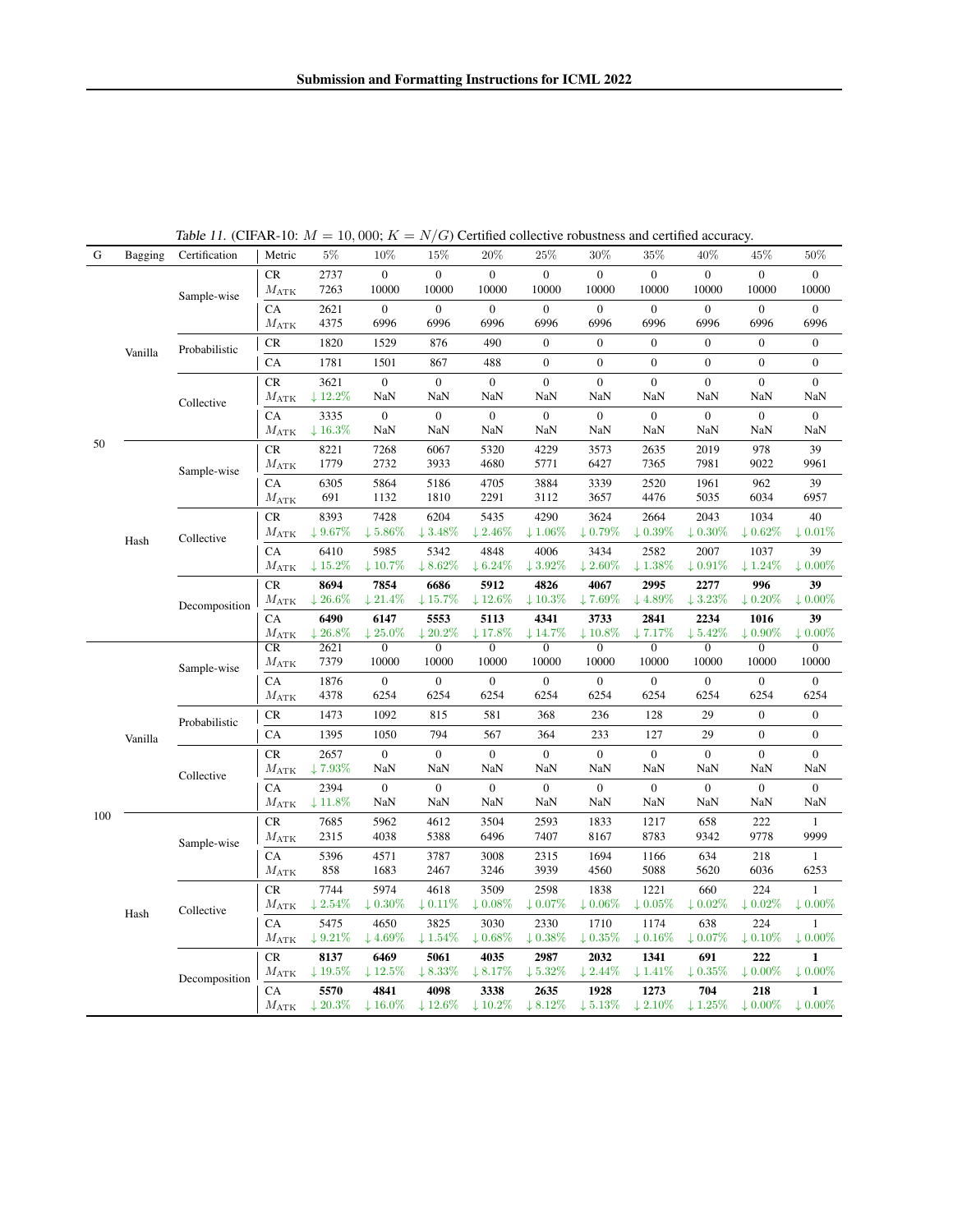Table 11. (CIFAR-10: $M = 10,000$; $K = N/G$) Certified collective robustness and certified accuracy.

| G | Bagging | Certification | Metric | 5% | 10% | 15% | 20% | 25% | 30% | 35% | 40% | 45% | 50% |
|---|---|---|---|---|---|---|---|---|---|---|---|---|---|
| 50 | Vanilla | Sample-wise | CR | 2737 | 0 | 0 | 0 | 0 | 0 | 0 | 0 | 0 | 0 |
| | | | $M_{\text{ATK}}$ | 7263 | 10000 | 10000 | 10000 | 10000 | 10000 | 10000 | 10000 | 10000 | 10000 |
| | | | CA | 2621 | 0 | 0 | 0 | 0 | 0 | 0 | 0 | 0 | 0 |
| | | | $M_{\text{ATK}}$ | 4375 | 6996 | 6996 | 6996 | 6996 | 6996 | 6996 | 6996 | 6996 | 6996 |
| | | Probabilistic | CR | 1820 | 1529 | 876 | 490 | 0 | 0 | 0 | 0 | 0 | 0 |
| | | | CA | 1781 | 1501 | 867 | 488 | 0 | 0 | 0 | 0 | 0 | 0 |
| | | Collective | CR | 3621 | 0 | 0 | 0 | 0 | 0 | 0 | 0 | 0 | 0 |
| | | | $M_{\text{ATK}}$ | ↓12.2% | NaN | NaN | NaN | NaN | NaN | NaN | NaN | NaN | NaN |
| | | | CA | 3335 | 0 | 0 | 0 | 0 | 0 | 0 | 0 | 0 | 0 |
| | | | $M_{\text{ATK}}$ | ↓16.3% | NaN | NaN | NaN | NaN | NaN | NaN | NaN | NaN | NaN |
| | Hash | Sample-wise | CR | 8221 | 7268 | 6067 | 5320 | 4229 | 3573 | 2635 | 2019 | 978 | 39 |
| | | | $M_{\text{ATK}}$ | 1779 | 2732 | 3933 | 4680 | 5771 | 6427 | 7365 | 7981 | 9022 | 9961 |
| | | | CA | 6305 | 5864 | 5186 | 4705 | 3884 | 3339 | 2520 | 1961 | 962 | 39 |
| | | | $M_{\text{ATK}}$ | 691 | 1132 | 1810 | 2291 | 3112 | 3657 | 4476 | 5035 | 6034 | 6957 |
| | | Collective | CR | 8393 | 7428 | 6204 | 5435 | 4290 | 3624 | 2664 | 2043 | 1034 | 40 |
| | | | $M_{\text{ATK}}$ | ↓9.67% | ↓5.86% | ↓3.48% | ↓2.46% | ↓1.06% | ↓0.79% | ↓0.39% | ↓0.30% | ↓0.62% | ↓0.01% |
| | | | CA | 6410 | 5985 | 5342 | 4848 | 4006 | 3434 | 2582 | 2007 | 1037 | 39 |
| | | | $M_{\text{ATK}}$ | ↓15.2% | ↓10.7% | ↓8.62% | ↓6.24% | ↓3.92% | ↓2.60% | ↓1.38% | ↓0.91% | ↓1.24% | ↓0.00% |
| | | Decomposition | CR | **8694** | **7854** | **6686** | **5912** | **4826** | **4067** | **2995** | **2277** | **996** | **39** |
| | | | $M_{\text{ATK}}$ | ↓26.6% | ↓21.4% | ↓15.7% | ↓12.6% | ↓10.3% | ↓7.69% | ↓4.89% | ↓3.23% | ↓0.20% | ↓0.00% |
| | | | CA | **6490** | **6147** | **5553** | **5113** | **4341** | **3733** | **2841** | **2234** | **1016** | **39** |
| | | | $M_{\text{ATK}}$ | ↓26.8% | ↓25.0% | ↓20.2% | ↓17.8% | ↓14.7% | ↓10.8% | ↓7.17% | ↓5.42% | ↓0.90% | ↓0.00% |
| 100 | Vanilla | Sample-wise | CR | 2621 | 0 | 0 | 0 | 0 | 0 | 0 | 0 | 0 | 0 |
| | | | $M_{\text{ATK}}$ | 7379 | 10000 | 10000 | 10000 | 10000 | 10000 | 10000 | 10000 | 10000 | 10000 |
| | | | CA | 1876 | 0 | 0 | 0 | 0 | 0 | 0 | 0 | 0 | 0 |
| | | | $M_{\text{ATK}}$ | 4378 | 6254 | 6254 | 6254 | 6254 | 6254 | 6254 | 6254 | 6254 | 6254 |
| | | Probabilistic | CR | 1473 | 1092 | 815 | 581 | 368 | 236 | 128 | 29 | 0 | 0 |
| | | | CA | 1395 | 1050 | 794 | 567 | 364 | 233 | 127 | 29 | 0 | 0 |
| | | Collective | CR | 2657 | 0 | 0 | 0 | 0 | 0 | 0 | 0 | 0 | 0 |
| | | | $M_{\text{ATK}}$ | ↓7.93% | NaN | NaN | NaN | NaN | NaN | NaN | NaN | NaN | NaN |
| | | | CA | 2394 | 0 | 0 | 0 | 0 | 0 | 0 | 0 | 0 | 0 |
| | | | $M_{\text{ATK}}$ | ↓11.8% | NaN | NaN | NaN | NaN | NaN | NaN | NaN | NaN | NaN |
| | Hash | Sample-wise | CR | 7685 | 5962 | 4612 | 3504 | 2593 | 1833 | 1217 | 658 | 222 | 1 |
| | | | $M_{\text{ATK}}$ | 2315 | 4038 | 5388 | 6496 | 7407 | 8167 | 8783 | 9342 | 9778 | 9999 |
| | | | CA | 5396 | 4571 | 3787 | 3008 | 2315 | 1694 | 1166 | 634 | 218 | 1 |
| | | | $M_{\text{ATK}}$ | 858 | 1683 | 2467 | 3246 | 3939 | 4560 | 5088 | 5620 | 6036 | 6253 |
| | | Collective | CR | 7744 | 5974 | 4618 | 3509 | 2598 | 1838 | 1221 | 660 | 224 | 1 |
| | | | $M_{\text{ATK}}$ | ↓2.54% | ↓0.30% | ↓0.11% | ↓0.08% | ↓0.07% | ↓0.06% | ↓0.05% | ↓0.02% | ↓0.02% | ↓0.00% |
| | | | CA | 5475 | 4650 | 3825 | 3030 | 2330 | 1710 | 1174 | 638 | 224 | 1 |
| | | | $M_{\text{ATK}}$ | ↓9.21% | ↓4.69% | ↓1.54% | ↓0.68% | ↓0.38% | ↓0.35% | ↓0.16% | ↓0.07% | ↓0.10% | ↓0.00% |
| | | Decomposition | CR | **8137** | **6469** | **5061** | **4035** | **2987** | **2032** | **1341** | **691** | **222** | **1** |
| | | | $M_{\text{ATK}}$ | ↓19.5% | ↓12.5% | ↓8.33% | ↓8.17% | ↓5.32% | ↓2.44% | ↓1.41% | ↓0.35% | ↓0.00% | ↓0.00% |
| | | | CA | **5570** | **4841** | **4098** | **3338** | **2635** | **1928** | **1273** | **704** | **218** | **1** |
| | | | $M_{\text{ATK}}$ | ↓20.3% | ↓16.0% | ↓12.6% | ↓10.2% | ↓8.12% | ↓5.13% | ↓2.10% | ↓1.25% | ↓0.00% | ↓0.00% |